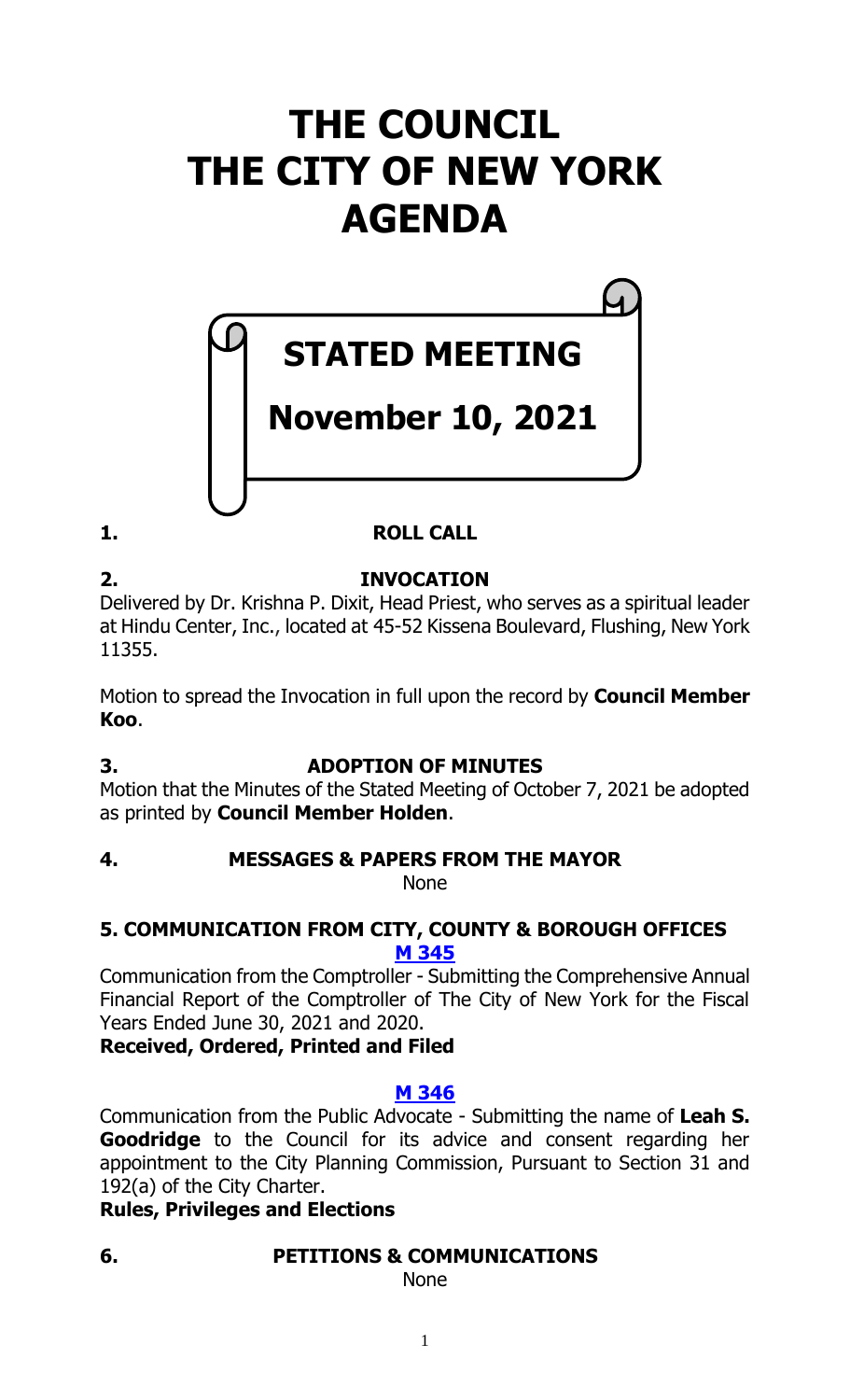# THE COUNCIL THE CITY OF NEW YORK AGENDA

## STATED MEETING

## November 10, 2021

**1. ROLL CALL**

**2. INVOCATION**

Delivered by Dr. Krishna P. Dixit, Head Priest, who serves as a spiritual leader at Hindu Center, Inc., located at 45-52 Kissena Boulevard, Flushing, New York 11355.

Motion to spread the Invocation in full upon the record by **Council Member Koo**.

**3. ADOPTION OF MINUTES**

Motion that the Minutes of the Stated Meeting of October 7, 2021 be adopted as printed by **Council Member Holden**.

**4. MESSAGES & PAPERS FROM THE MAYOR**

None

**5. COMMUNICATION FROM CITY, COUNTY & BOROUGH OFFICES**

**M 345**

Communication from the Comptroller - Submitting the Comprehensive Annual Financial Report of the Comptroller of The City of New York for the Fiscal Years Ended June 30, 2021 and 2020.

**Received, Ordered, Printed and Filed**

**M 346**

Communication from the Public Advocate - Submitting the name of **Leah S. Goodridge** to the Council for its advice and consent regarding her appointment to the City Planning Commission, Pursuant to Section 31 and 192(a) of the City Charter.

**Rules, Privileges and Elections**

**6. PETITIONS & COMMUNICATIONS**

None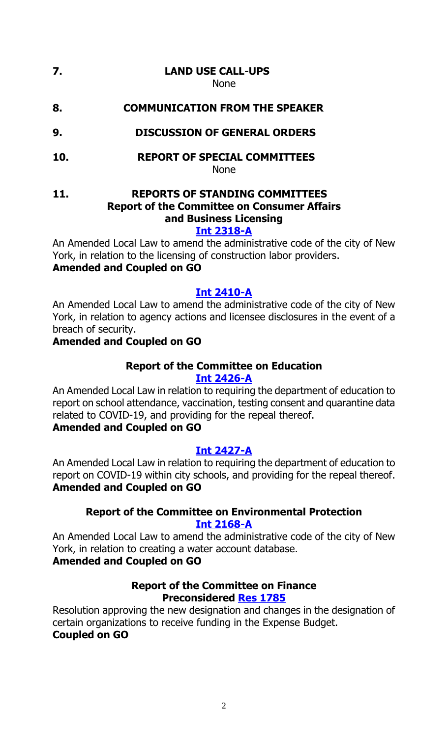## 7. LAND USE CALL-UPS

None

## 8. COMMUNICATION FROM THE SPEAKER

## 9. DISCUSSION OF GENERAL ORDERS

## 10. REPORT OF SPECIAL COMMITTEES

None

## 11. REPORTS OF STANDING COMMITTEES

### Report of the Committee on Consumer Affairs and Business Licensing

**Int 2318-A**

An Amended Local Law to amend the administrative code of the city of New York, in relation to the licensing of construction labor providers.

**Amended and Coupled on GO**

**Int 2410-A**

An Amended Local Law to amend the administrative code of the city of New York, in relation to agency actions and licensee disclosures in the event of a breach of security.

**Amended and Coupled on GO**

### Report of the Committee on Education

**Int 2426-A**

An Amended Local Law in relation to requiring the department of education to report on school attendance, vaccination, testing consent and quarantine data related to COVID-19, and providing for the repeal thereof.

**Amended and Coupled on GO**

**Int 2427-A**

An Amended Local Law in relation to requiring the department of education to report on COVID-19 within city schools, and providing for the repeal thereof.

**Amended and Coupled on GO**

### Report of the Committee on Environmental Protection

**Int 2168-A**

An Amended Local Law to amend the administrative code of the city of New York, in relation to creating a water account database.

**Amended and Coupled on GO**

### Report of the Committee on Finance

**Preconsidered Res 1785**

Resolution approving the new designation and changes in the designation of certain organizations to receive funding in the Expense Budget.

**Coupled on GO**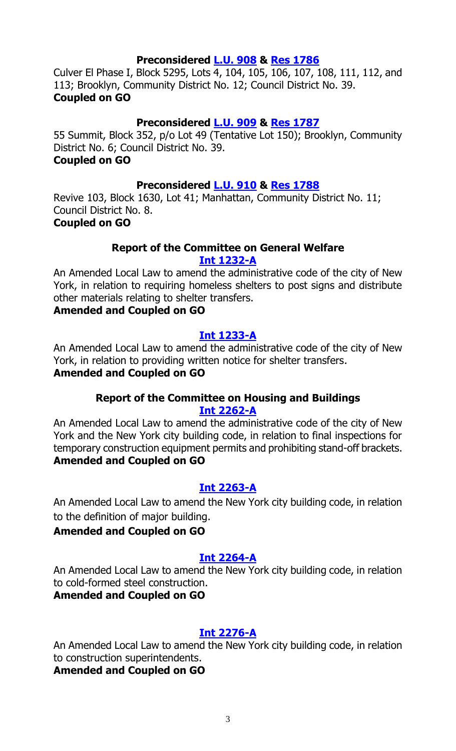**Preconsidered L.U. 908 & Res 1786**

Culver El Phase I, Block 5295, Lots 4, 104, 105, 106, 107, 108, 111, 112, and 113; Brooklyn, Community District No. 12; Council District No. 39.

**Coupled on GO**

**Preconsidered L.U. 909 & Res 1787**

55 Summit, Block 352, p/o Lot 49 (Tentative Lot 150); Brooklyn, Community District No. 6; Council District No. 39.

**Coupled on GO**

**Preconsidered L.U. 910 & Res 1788**

Revive 103, Block 1630, Lot 41; Manhattan, Community District No. 11; Council District No. 8.

**Coupled on GO**

**Report of the Committee on General Welfare**

**Int 1232-A**

An Amended Local Law to amend the administrative code of the city of New York, in relation to requiring homeless shelters to post signs and distribute other materials relating to shelter transfers.

**Amended and Coupled on GO**

**Int 1233-A**

An Amended Local Law to amend the administrative code of the city of New York, in relation to providing written notice for shelter transfers.

**Amended and Coupled on GO**

**Report of the Committee on Housing and Buildings**

**Int 2262-A**

An Amended Local Law to amend the administrative code of the city of New York and the New York city building code, in relation to final inspections for temporary construction equipment permits and prohibiting stand-off brackets.

**Amended and Coupled on GO**

**Int 2263-A**

An Amended Local Law to amend the New York city building code, in relation to the definition of major building.

**Amended and Coupled on GO**

**Int 2264-A**

An Amended Local Law to amend the New York city building code, in relation to cold-formed steel construction.

**Amended and Coupled on GO**

**Int 2276-A**

An Amended Local Law to amend the New York city building code, in relation to construction superintendents.

**Amended and Coupled on GO**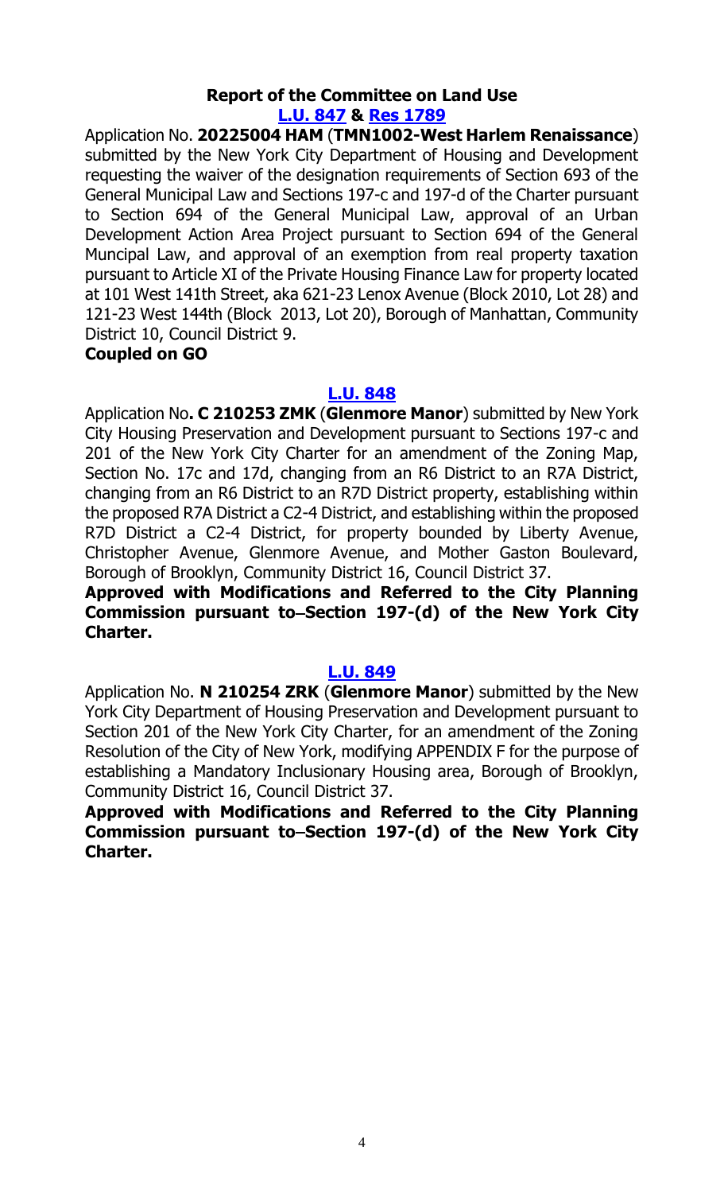**Report of the Committee on Land Use**

**[L.U. 847](#) & [Res 1789](#)**

Application No. **20225004 HAM** (**TMN1002-West Harlem Renaissance**) submitted by the New York City Department of Housing and Development requesting the waiver of the designation requirements of Section 693 of the General Municipal Law and Sections 197-c and 197-d of the Charter pursuant to Section 694 of the General Municipal Law, approval of an Urban Development Action Area Project pursuant to Section 694 of the General Muncipal Law, and approval of an exemption from real property taxation pursuant to Article XI of the Private Housing Finance Law for property located at 101 West 141th Street, aka 621-23 Lenox Avenue (Block 2010, Lot 28) and 121-23 West 144th (Block 2013, Lot 20), Borough of Manhattan, Community District 10, Council District 9.

**Coupled on GO**

**[L.U. 848](#)**

Application No**. C 210253 ZMK** (**Glenmore Manor**) submitted by New York City Housing Preservation and Development pursuant to Sections 197-c and 201 of the New York City Charter for an amendment of the Zoning Map, Section No. 17c and 17d, changing from an R6 District to an R7A District, changing from an R6 District to an R7D District property, establishing within the proposed R7A District a C2-4 District, and establishing within the proposed R7D District a C2-4 District, for property bounded by Liberty Avenue, Christopher Avenue, Glenmore Avenue, and Mother Gaston Boulevard, Borough of Brooklyn, Community District 16, Council District 37.

**Approved with Modifications and Referred to the City Planning Commission pursuant to Section 197-(d) of the New York City Charter.**

**[L.U. 849](#)**

Application No. **N 210254 ZRK** (**Glenmore Manor**) submitted by the New York City Department of Housing Preservation and Development pursuant to Section 201 of the New York City Charter, for an amendment of the Zoning Resolution of the City of New York, modifying APPENDIX F for the purpose of establishing a Mandatory Inclusionary Housing area, Borough of Brooklyn, Community District 16, Council District 37.

**Approved with Modifications and Referred to the City Planning Commission pursuant to Section 197-(d) of the New York City Charter.**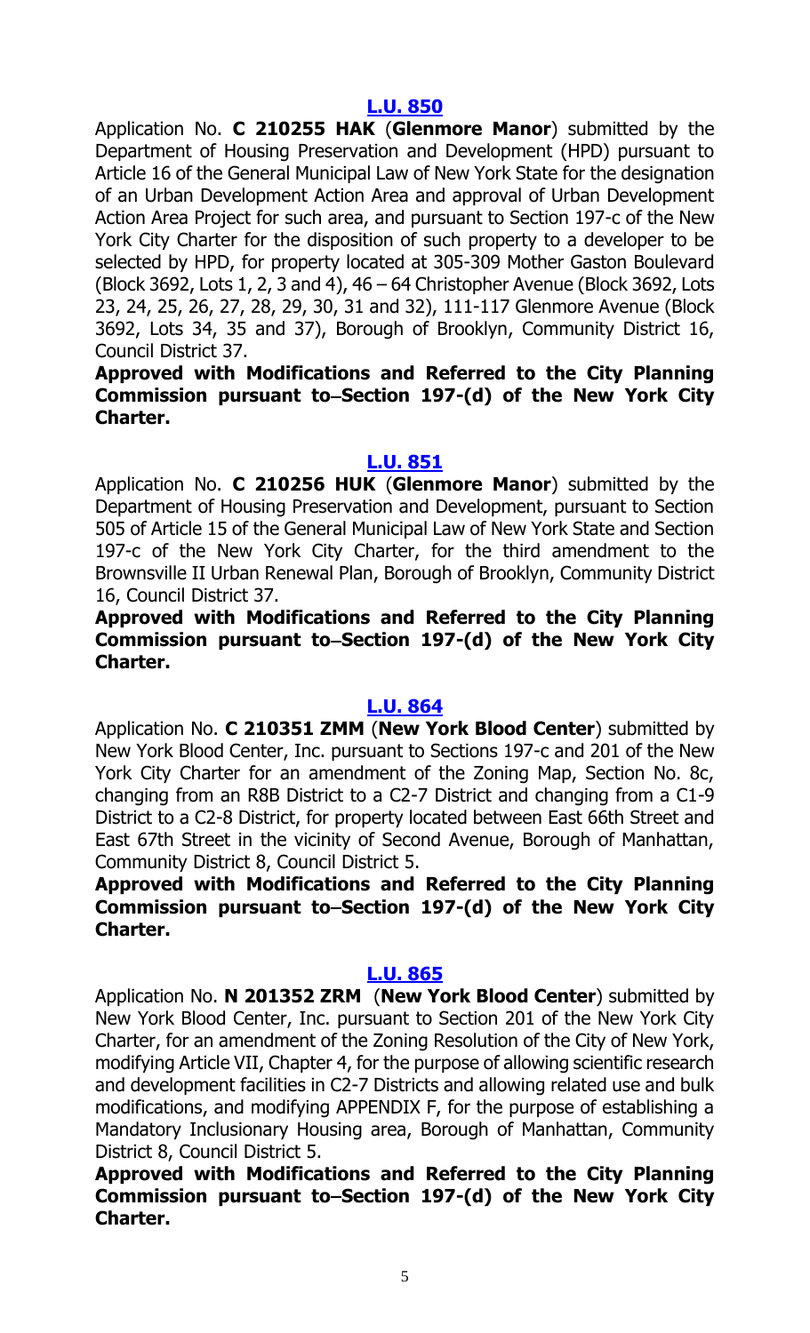### [L.U. 850](#)

Application No. **C 210255 HAK** (**Glenmore Manor**) submitted by the Department of Housing Preservation and Development (HPD) pursuant to Article 16 of the General Municipal Law of New York State for the designation of an Urban Development Action Area and approval of Urban Development Action Area Project for such area, and pursuant to Section 197-c of the New York City Charter for the disposition of such property to a developer to be selected by HPD, for property located at 305-309 Mother Gaston Boulevard (Block 3692, Lots 1, 2, 3 and 4), 46 – 64 Christopher Avenue (Block 3692, Lots 23, 24, 25, 26, 27, 28, 29, 30, 31 and 32), 111-117 Glenmore Avenue (Block 3692, Lots 34, 35 and 37), Borough of Brooklyn, Community District 16, Council District 37.

**Approved with Modifications and Referred to the City Planning Commission pursuant to Section 197-(d) of the New York City Charter.**

### [L.U. 851](#)

Application No. **C 210256 HUK** (**Glenmore Manor**) submitted by the Department of Housing Preservation and Development, pursuant to Section 505 of Article 15 of the General Municipal Law of New York State and Section 197-c of the New York City Charter, for the third amendment to the Brownsville II Urban Renewal Plan, Borough of Brooklyn, Community District 16, Council District 37.

**Approved with Modifications and Referred to the City Planning Commission pursuant to Section 197-(d) of the New York City Charter.**

### [L.U. 864](#)

Application No. **C 210351 ZMM** (**New York Blood Center**) submitted by New York Blood Center, Inc. pursuant to Sections 197-c and 201 of the New York City Charter for an amendment of the Zoning Map, Section No. 8c, changing from an R8B District to a C2-7 District and changing from a C1-9 District to a C2-8 District, for property located between East 66th Street and East 67th Street in the vicinity of Second Avenue, Borough of Manhattan, Community District 8, Council District 5.

**Approved with Modifications and Referred to the City Planning Commission pursuant to Section 197-(d) of the New York City Charter.**

### [L.U. 865](#)

Application No. **N 201352 ZRM** (**New York Blood Center**) submitted by New York Blood Center, Inc. pursuant to Section 201 of the New York City Charter, for an amendment of the Zoning Resolution of the City of New York, modifying Article VII, Chapter 4, for the purpose of allowing scientific research and development facilities in C2-7 Districts and allowing related use and bulk modifications, and modifying APPENDIX F, for the purpose of establishing a Mandatory Inclusionary Housing area, Borough of Manhattan, Community District 8, Council District 5.

**Approved with Modifications and Referred to the City Planning Commission pursuant to Section 197-(d) of the New York City Charter.**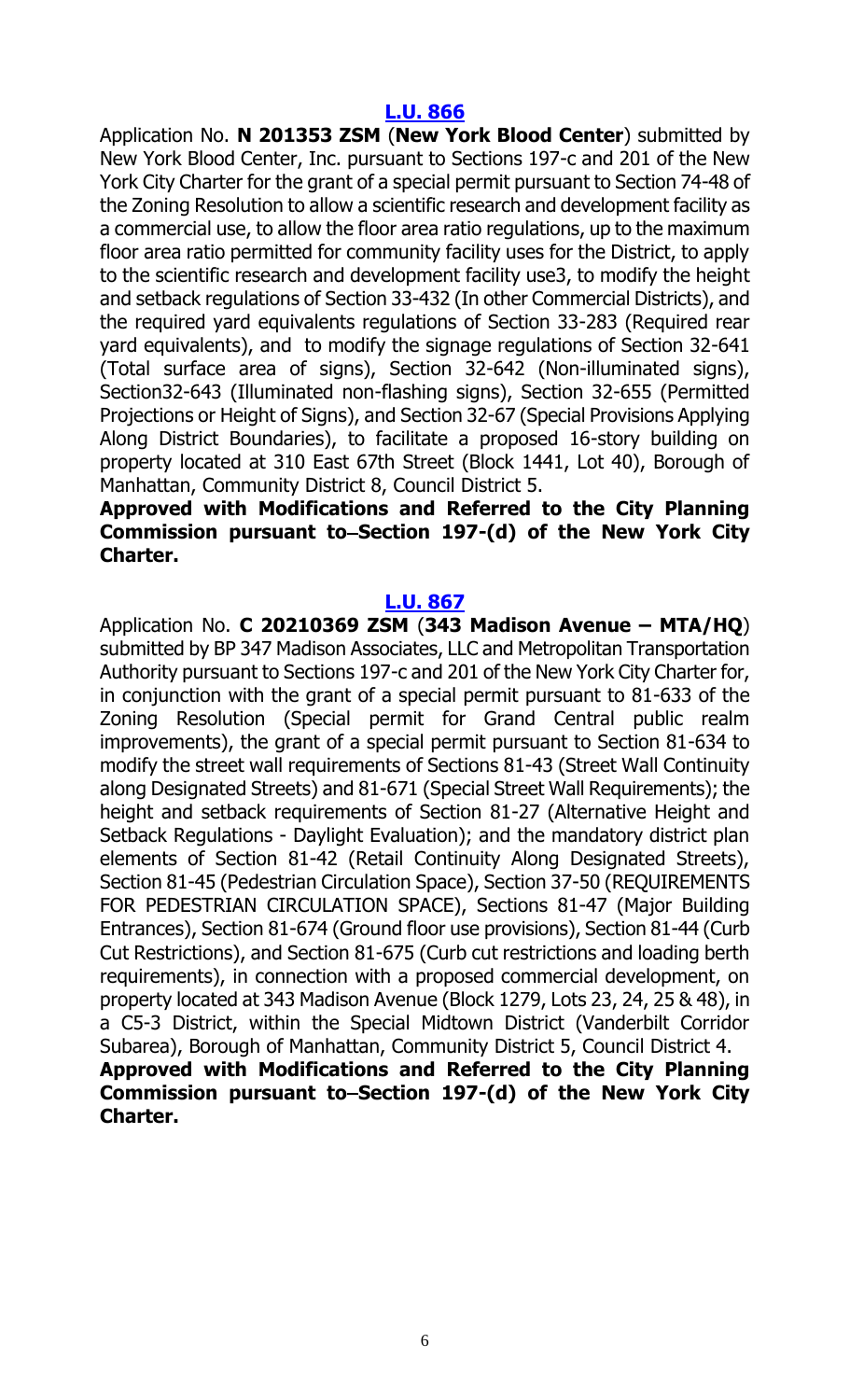**[L.U. 866](#)**

Application No. **N 201353 ZSM** (**New York Blood Center**) submitted by New York Blood Center, Inc. pursuant to Sections 197-c and 201 of the New York City Charter for the grant of a special permit pursuant to Section 74-48 of the Zoning Resolution to allow a scientific research and development facility as a commercial use, to allow the floor area ratio regulations, up to the maximum floor area ratio permitted for community facility uses for the District, to apply to the scientific research and development facility use3, to modify the height and setback regulations of Section 33-432 (In other Commercial Districts), and the required yard equivalents regulations of Section 33-283 (Required rear yard equivalents), and to modify the signage regulations of Section 32-641 (Total surface area of signs), Section 32-642 (Non-illuminated signs), Section32-643 (Illuminated non-flashing signs), Section 32-655 (Permitted Projections or Height of Signs), and Section 32-67 (Special Provisions Applying Along District Boundaries), to facilitate a proposed 16-story building on property located at 310 East 67th Street (Block 1441, Lot 40), Borough of Manhattan, Community District 8, Council District 5.

**Approved with Modifications and Referred to the City Planning Commission pursuant to–Section 197-(d) of the New York City Charter.**

**[L.U. 867](#)**

Application No. **C 20210369 ZSM** (**343 Madison Avenue – MTA/HQ**) submitted by BP 347 Madison Associates, LLC and Metropolitan Transportation Authority pursuant to Sections 197-c and 201 of the New York City Charter for, in conjunction with the grant of a special permit pursuant to 81-633 of the Zoning Resolution (Special permit for Grand Central public realm improvements), the grant of a special permit pursuant to Section 81-634 to modify the street wall requirements of Sections 81-43 (Street Wall Continuity along Designated Streets) and 81-671 (Special Street Wall Requirements); the height and setback requirements of Section 81-27 (Alternative Height and Setback Regulations - Daylight Evaluation); and the mandatory district plan elements of Section 81-42 (Retail Continuity Along Designated Streets), Section 81-45 (Pedestrian Circulation Space), Section 37-50 (REQUIREMENTS FOR PEDESTRIAN CIRCULATION SPACE), Sections 81-47 (Major Building Entrances), Section 81-674 (Ground floor use provisions), Section 81-44 (Curb Cut Restrictions), and Section 81-675 (Curb cut restrictions and loading berth requirements), in connection with a proposed commercial development, on property located at 343 Madison Avenue (Block 1279, Lots 23, 24, 25 & 48), in a C5-3 District, within the Special Midtown District (Vanderbilt Corridor Subarea), Borough of Manhattan, Community District 5, Council District 4.

**Approved with Modifications and Referred to the City Planning Commission pursuant to–Section 197-(d) of the New York City Charter.**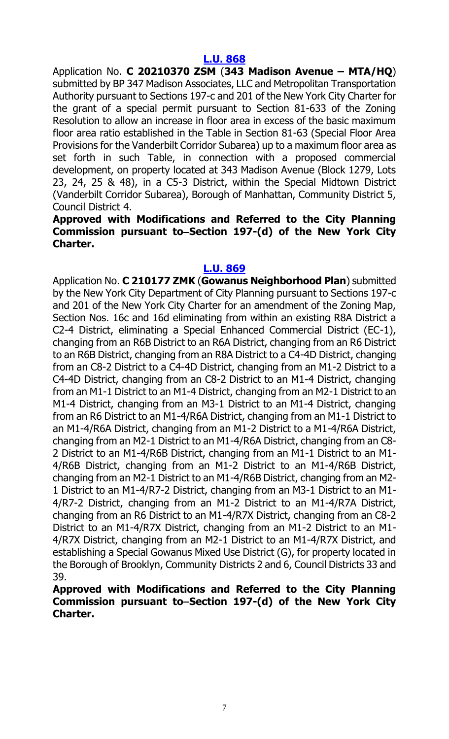### [L.U. 868]

Application No. **C 20210370 ZSM** (**343 Madison Avenue – MTA/HQ**) submitted by BP 347 Madison Associates, LLC and Metropolitan Transportation Authority pursuant to Sections 197-c and 201 of the New York City Charter for the grant of a special permit pursuant to Section 81-633 of the Zoning Resolution to allow an increase in floor area in excess of the basic maximum floor area ratio established in the Table in Section 81-63 (Special Floor Area Provisions for the Vanderbilt Corridor Subarea) up to a maximum floor area as set forth in such Table, in connection with a proposed commercial development, on property located at 343 Madison Avenue (Block 1279, Lots 23, 24, 25 & 48), in a C5-3 District, within the Special Midtown District (Vanderbilt Corridor Subarea), Borough of Manhattan, Community District 5, Council District 4.

**Approved with Modifications and Referred to the City Planning Commission pursuant to Section 197-(d) of the New York City Charter.**

### [L.U. 869]

Application No. **C 210177 ZMK** (**Gowanus Neighborhood Plan**) submitted by the New York City Department of City Planning pursuant to Sections 197-c and 201 of the New York City Charter for an amendment of the Zoning Map, Section Nos. 16c and 16d eliminating from within an existing R8A District a C2-4 District, eliminating a Special Enhanced Commercial District (EC-1), changing from an R6B District to an R6A District, changing from an R6 District to an R6B District, changing from an R8A District to a C4-4D District, changing from an C8-2 District to a C4-4D District, changing from an M1-2 District to a C4-4D District, changing from an C8-2 District to an M1-4 District, changing from an M1-1 District to an M1-4 District, changing from an M2-1 District to an M1-4 District, changing from an M3-1 District to an M1-4 District, changing from an R6 District to an M1-4/R6A District, changing from an M1-1 District to an M1-4/R6A District, changing from an M1-2 District to a M1-4/R6A District, changing from an M2-1 District to an M1-4/R6A District, changing from an C8-2 District to an M1-4/R6B District, changing from an M1-1 District to an M1-4/R6B District, changing from an M1-2 District to an M1-4/R6B District, changing from an M2-1 District to an M1-4/R6B District, changing from an M2-1 District to an M1-4/R7-2 District, changing from an M3-1 District to an M1-4/R7-2 District, changing from an M1-2 District to an M1-4/R7A District, changing from an R6 District to an M1-4/R7X District, changing from an C8-2 District to an M1-4/R7X District, changing from an M1-2 District to an M1-4/R7X District, changing from an M2-1 District to an M1-4/R7X District, and establishing a Special Gowanus Mixed Use District (G), for property located in the Borough of Brooklyn, Community Districts 2 and 6, Council Districts 33 and 39.

**Approved with Modifications and Referred to the City Planning Commission pursuant to Section 197-(d) of the New York City Charter.**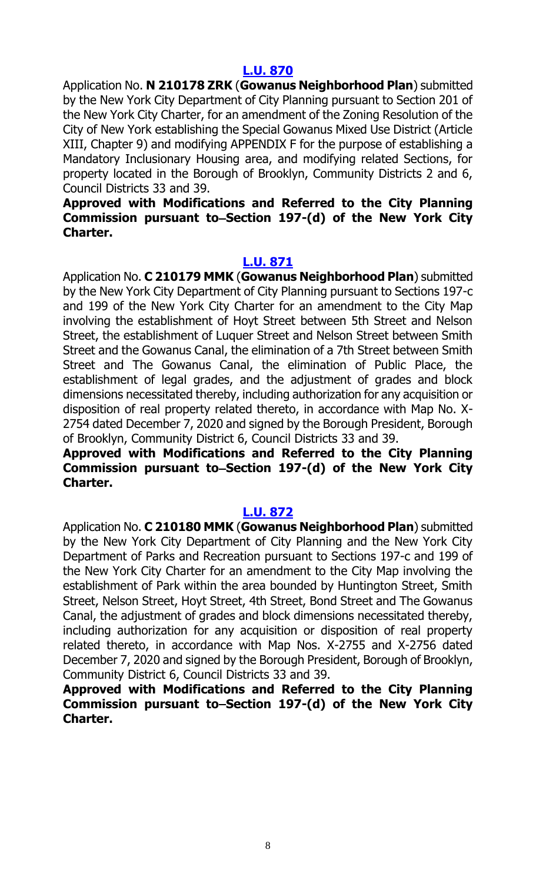### [L.U. 870]

Application No. **N 210178 ZRK** (**Gowanus Neighborhood Plan**) submitted by the New York City Department of City Planning pursuant to Section 201 of the New York City Charter, for an amendment of the Zoning Resolution of the City of New York establishing the Special Gowanus Mixed Use District (Article XIII, Chapter 9) and modifying APPENDIX F for the purpose of establishing a Mandatory Inclusionary Housing area, and modifying related Sections, for property located in the Borough of Brooklyn, Community Districts 2 and 6, Council Districts 33 and 39.

**Approved with Modifications and Referred to the City Planning Commission pursuant to Section 197-(d) of the New York City Charter.**

### [L.U. 871]

Application No. **C 210179 MMK** (**Gowanus Neighborhood Plan**) submitted by the New York City Department of City Planning pursuant to Sections 197-c and 199 of the New York City Charter for an amendment to the City Map involving the establishment of Hoyt Street between 5th Street and Nelson Street, the establishment of Luquer Street and Nelson Street between Smith Street and the Gowanus Canal, the elimination of a 7th Street between Smith Street and The Gowanus Canal, the elimination of Public Place, the establishment of legal grades, and the adjustment of grades and block dimensions necessitated thereby, including authorization for any acquisition or disposition of real property related thereto, in accordance with Map No. X-2754 dated December 7, 2020 and signed by the Borough President, Borough of Brooklyn, Community District 6, Council Districts 33 and 39.

**Approved with Modifications and Referred to the City Planning Commission pursuant to Section 197-(d) of the New York City Charter.**

### [L.U. 872]

Application No. **C 210180 MMK** (**Gowanus Neighborhood Plan**) submitted by the New York City Department of City Planning and the New York City Department of Parks and Recreation pursuant to Sections 197-c and 199 of the New York City Charter for an amendment to the City Map involving the establishment of Park within the area bounded by Huntington Street, Smith Street, Nelson Street, Hoyt Street, 4th Street, Bond Street and The Gowanus Canal, the adjustment of grades and block dimensions necessitated thereby, including authorization for any acquisition or disposition of real property related thereto, in accordance with Map Nos. X-2755 and X-2756 dated December 7, 2020 and signed by the Borough President, Borough of Brooklyn, Community District 6, Council Districts 33 and 39.

**Approved with Modifications and Referred to the City Planning Commission pursuant to Section 197-(d) of the New York City Charter.**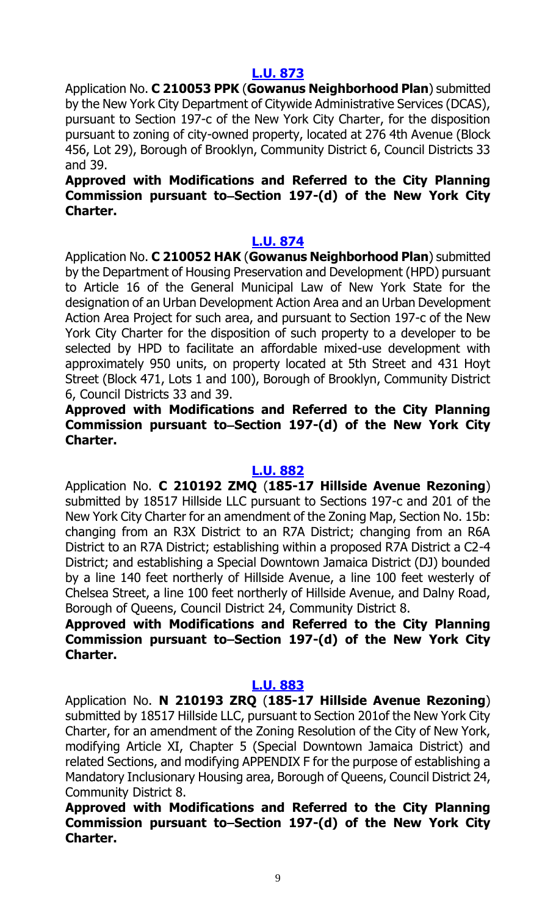### [L.U. 873]

Application No. **C 210053 PPK** (**Gowanus Neighborhood Plan**) submitted by the New York City Department of Citywide Administrative Services (DCAS), pursuant to Section 197-c of the New York City Charter, for the disposition pursuant to zoning of city-owned property, located at 276 4th Avenue (Block 456, Lot 29), Borough of Brooklyn, Community District 6, Council Districts 33 and 39.

**Approved with Modifications and Referred to the City Planning Commission pursuant to Section 197-(d) of the New York City Charter.**

### [L.U. 874]

Application No. **C 210052 HAK** (**Gowanus Neighborhood Plan**) submitted by the Department of Housing Preservation and Development (HPD) pursuant to Article 16 of the General Municipal Law of New York State for the designation of an Urban Development Action Area and an Urban Development Action Area Project for such area, and pursuant to Section 197-c of the New York City Charter for the disposition of such property to a developer to be selected by HPD to facilitate an affordable mixed-use development with approximately 950 units, on property located at 5th Street and 431 Hoyt Street (Block 471, Lots 1 and 100), Borough of Brooklyn, Community District 6, Council Districts 33 and 39.

**Approved with Modifications and Referred to the City Planning Commission pursuant to Section 197-(d) of the New York City Charter.**

### [L.U. 882]

Application No. **C 210192 ZMQ** (**185-17 Hillside Avenue Rezoning**) submitted by 18517 Hillside LLC pursuant to Sections 197-c and 201 of the New York City Charter for an amendment of the Zoning Map, Section No. 15b: changing from an R3X District to an R7A District; changing from an R6A District to an R7A District; establishing within a proposed R7A District a C2-4 District; and establishing a Special Downtown Jamaica District (DJ) bounded by a line 140 feet northerly of Hillside Avenue, a line 100 feet westerly of Chelsea Street, a line 100 feet northerly of Hillside Avenue, and Dalny Road, Borough of Queens, Council District 24, Community District 8.

**Approved with Modifications and Referred to the City Planning Commission pursuant to Section 197-(d) of the New York City Charter.**

### [L.U. 883]

Application No. **N 210193 ZRQ** (**185-17 Hillside Avenue Rezoning**) submitted by 18517 Hillside LLC, pursuant to Section 201of the New York City Charter, for an amendment of the Zoning Resolution of the City of New York, modifying Article XI, Chapter 5 (Special Downtown Jamaica District) and related Sections, and modifying APPENDIX F for the purpose of establishing a Mandatory Inclusionary Housing area, Borough of Queens, Council District 24, Community District 8.

**Approved with Modifications and Referred to the City Planning Commission pursuant to Section 197-(d) of the New York City Charter.**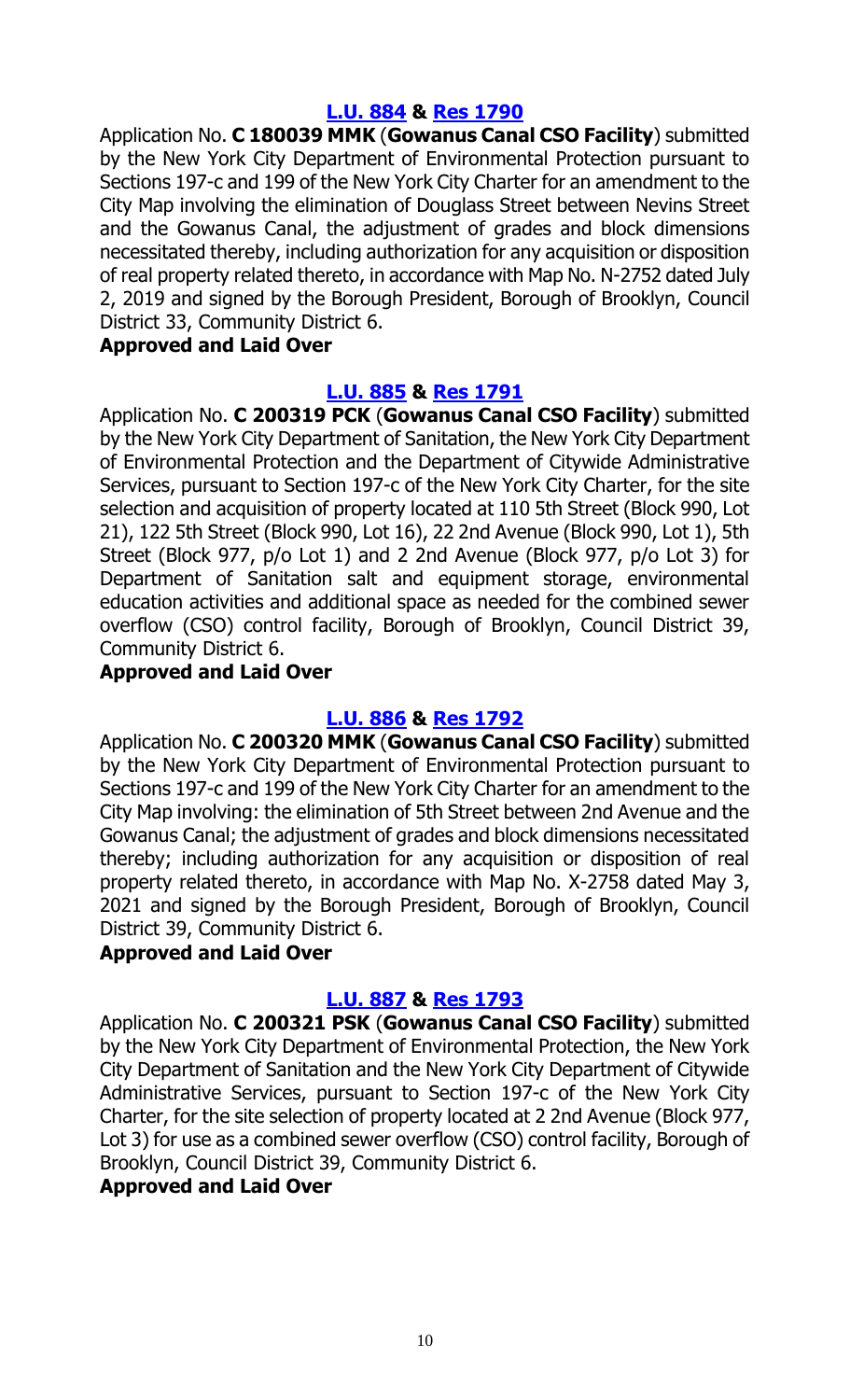**L.U. 884 & Res 1790**

Application No. **C 180039 MMK** (**Gowanus Canal CSO Facility**) submitted by the New York City Department of Environmental Protection pursuant to Sections 197-c and 199 of the New York City Charter for an amendment to the City Map involving the elimination of Douglass Street between Nevins Street and the Gowanus Canal, the adjustment of grades and block dimensions necessitated thereby, including authorization for any acquisition or disposition of real property related thereto, in accordance with Map No. N-2752 dated July 2, 2019 and signed by the Borough President, Borough of Brooklyn, Council District 33, Community District 6.

**Approved and Laid Over**

**L.U. 885 & Res 1791**

Application No. **C 200319 PCK** (**Gowanus Canal CSO Facility**) submitted by the New York City Department of Sanitation, the New York City Department of Environmental Protection and the Department of Citywide Administrative Services, pursuant to Section 197-c of the New York City Charter, for the site selection and acquisition of property located at 110 5th Street (Block 990, Lot 21), 122 5th Street (Block 990, Lot 16), 22 2nd Avenue (Block 990, Lot 1), 5th Street (Block 977, p/o Lot 1) and 2 2nd Avenue (Block 977, p/o Lot 3) for Department of Sanitation salt and equipment storage, environmental education activities and additional space as needed for the combined sewer overflow (CSO) control facility, Borough of Brooklyn, Council District 39, Community District 6.

**Approved and Laid Over**

**L.U. 886 & Res 1792**

Application No. **C 200320 MMK** (**Gowanus Canal CSO Facility**) submitted by the New York City Department of Environmental Protection pursuant to Sections 197-c and 199 of the New York City Charter for an amendment to the City Map involving: the elimination of 5th Street between 2nd Avenue and the Gowanus Canal; the adjustment of grades and block dimensions necessitated thereby; including authorization for any acquisition or disposition of real property related thereto, in accordance with Map No. X-2758 dated May 3, 2021 and signed by the Borough President, Borough of Brooklyn, Council District 39, Community District 6.

**Approved and Laid Over**

**L.U. 887 & Res 1793**

Application No. **C 200321 PSK** (**Gowanus Canal CSO Facility**) submitted by the New York City Department of Environmental Protection, the New York City Department of Sanitation and the New York City Department of Citywide Administrative Services, pursuant to Section 197-c of the New York City Charter, for the site selection of property located at 2 2nd Avenue (Block 977, Lot 3) for use as a combined sewer overflow (CSO) control facility, Borough of Brooklyn, Council District 39, Community District 6.

**Approved and Laid Over**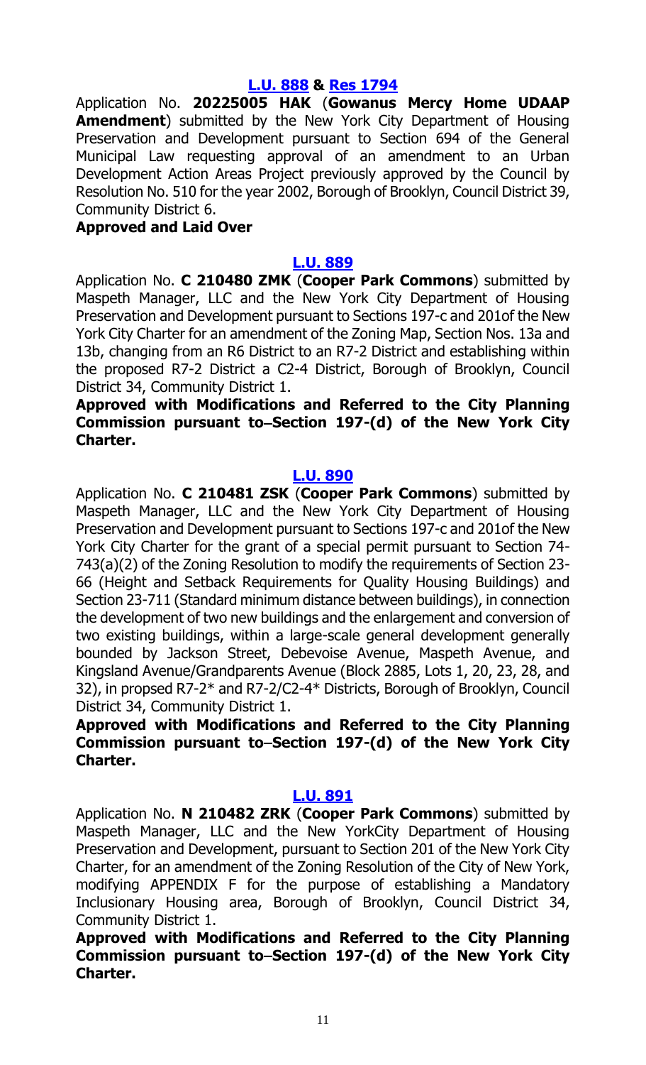**[L.U. 888](#) & [Res 1794](#)**

Application No. **20225005 HAK** (**Gowanus Mercy Home UDAAP Amendment**) submitted by the New York City Department of Housing Preservation and Development pursuant to Section 694 of the General Municipal Law requesting approval of an amendment to an Urban Development Action Areas Project previously approved by the Council by Resolution No. 510 for the year 2002, Borough of Brooklyn, Council District 39, Community District 6.

**Approved and Laid Over**

**[L.U. 889](#)**

Application No. **C 210480 ZMK** (**Cooper Park Commons**) submitted by Maspeth Manager, LLC and the New York City Department of Housing Preservation and Development pursuant to Sections 197-c and 201of the New York City Charter for an amendment of the Zoning Map, Section Nos. 13a and 13b, changing from an R6 District to an R7-2 District and establishing within the proposed R7-2 District a C2-4 District, Borough of Brooklyn, Council District 34, Community District 1.

**Approved with Modifications and Referred to the City Planning Commission pursuant to Section 197-(d) of the New York City Charter.**

**[L.U. 890](#)**

Application No. **C 210481 ZSK** (**Cooper Park Commons**) submitted by Maspeth Manager, LLC and the New York City Department of Housing Preservation and Development pursuant to Sections 197-c and 201of the New York City Charter for the grant of a special permit pursuant to Section 74-743(a)(2) of the Zoning Resolution to modify the requirements of Section 23-66 (Height and Setback Requirements for Quality Housing Buildings) and Section 23-711 (Standard minimum distance between buildings), in connection the development of two new buildings and the enlargement and conversion of two existing buildings, within a large-scale general development generally bounded by Jackson Street, Debevoise Avenue, Maspeth Avenue, and Kingsland Avenue/Grandparents Avenue (Block 2885, Lots 1, 20, 23, 28, and 32), in propsed R7-2* and R7-2/C2-4* Districts, Borough of Brooklyn, Council District 34, Community District 1.

**Approved with Modifications and Referred to the City Planning Commission pursuant to Section 197-(d) of the New York City Charter.**

**[L.U. 891](#)**

Application No. **N 210482 ZRK** (**Cooper Park Commons**) submitted by Maspeth Manager, LLC and the New YorkCity Department of Housing Preservation and Development, pursuant to Section 201 of the New York City Charter, for an amendment of the Zoning Resolution of the City of New York, modifying APPENDIX F for the purpose of establishing a Mandatory Inclusionary Housing area, Borough of Brooklyn, Council District 34, Community District 1.

**Approved with Modifications and Referred to the City Planning Commission pursuant to Section 197-(d) of the New York City Charter.**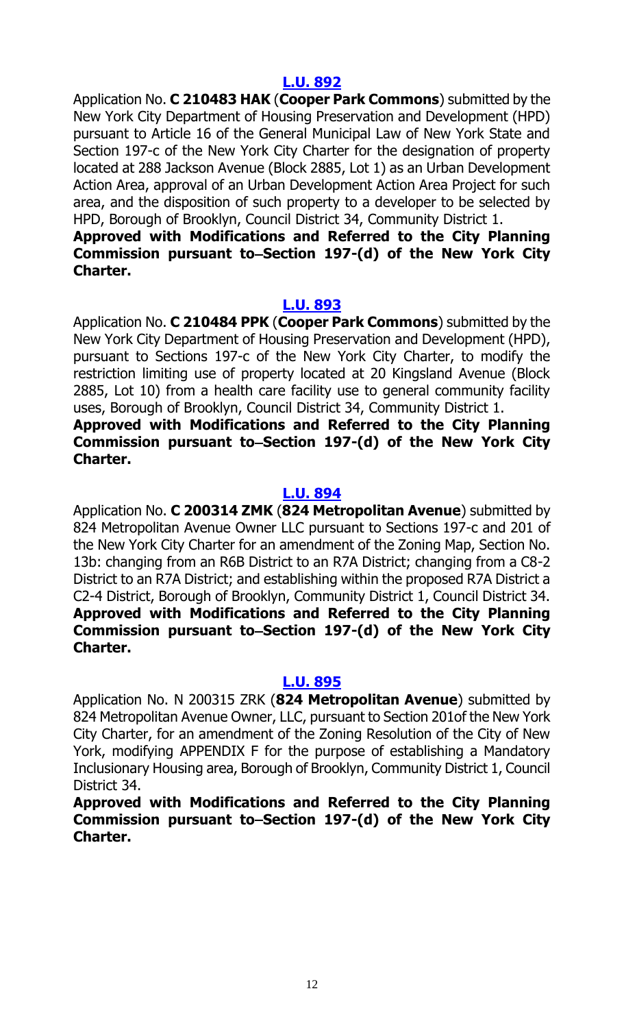**[L.U. 892](#)**

Application No. **C 210483 HAK** (**Cooper Park Commons**) submitted by the New York City Department of Housing Preservation and Development (HPD) pursuant to Article 16 of the General Municipal Law of New York State and Section 197-c of the New York City Charter for the designation of property located at 288 Jackson Avenue (Block 2885, Lot 1) as an Urban Development Action Area, approval of an Urban Development Action Area Project for such area, and the disposition of such property to a developer to be selected by HPD, Borough of Brooklyn, Council District 34, Community District 1.

**Approved with Modifications and Referred to the City Planning Commission pursuant to–Section 197-(d) of the New York City Charter.**

**[L.U. 893](#)**

Application No. **C 210484 PPK** (**Cooper Park Commons**) submitted by the New York City Department of Housing Preservation and Development (HPD), pursuant to Sections 197-c of the New York City Charter, to modify the restriction limiting use of property located at 20 Kingsland Avenue (Block 2885, Lot 10) from a health care facility use to general community facility uses, Borough of Brooklyn, Council District 34, Community District 1.

**Approved with Modifications and Referred to the City Planning Commission pursuant to–Section 197-(d) of the New York City Charter.**

**[L.U. 894](#)**

Application No. **C 200314 ZMK** (**824 Metropolitan Avenue**) submitted by 824 Metropolitan Avenue Owner LLC pursuant to Sections 197-c and 201 of the New York City Charter for an amendment of the Zoning Map, Section No. 13b: changing from an R6B District to an R7A District; changing from a C8-2 District to an R7A District; and establishing within the proposed R7A District a C2-4 District, Borough of Brooklyn, Community District 1, Council District 34.

**Approved with Modifications and Referred to the City Planning Commission pursuant to–Section 197-(d) of the New York City Charter.**

**[L.U. 895](#)**

Application No. N 200315 ZRK (**824 Metropolitan Avenue**) submitted by 824 Metropolitan Avenue Owner, LLC, pursuant to Section 201of the New York City Charter, for an amendment of the Zoning Resolution of the City of New York, modifying APPENDIX F for the purpose of establishing a Mandatory Inclusionary Housing area, Borough of Brooklyn, Community District 1, Council District 34.

**Approved with Modifications and Referred to the City Planning Commission pursuant to–Section 197-(d) of the New York City Charter.**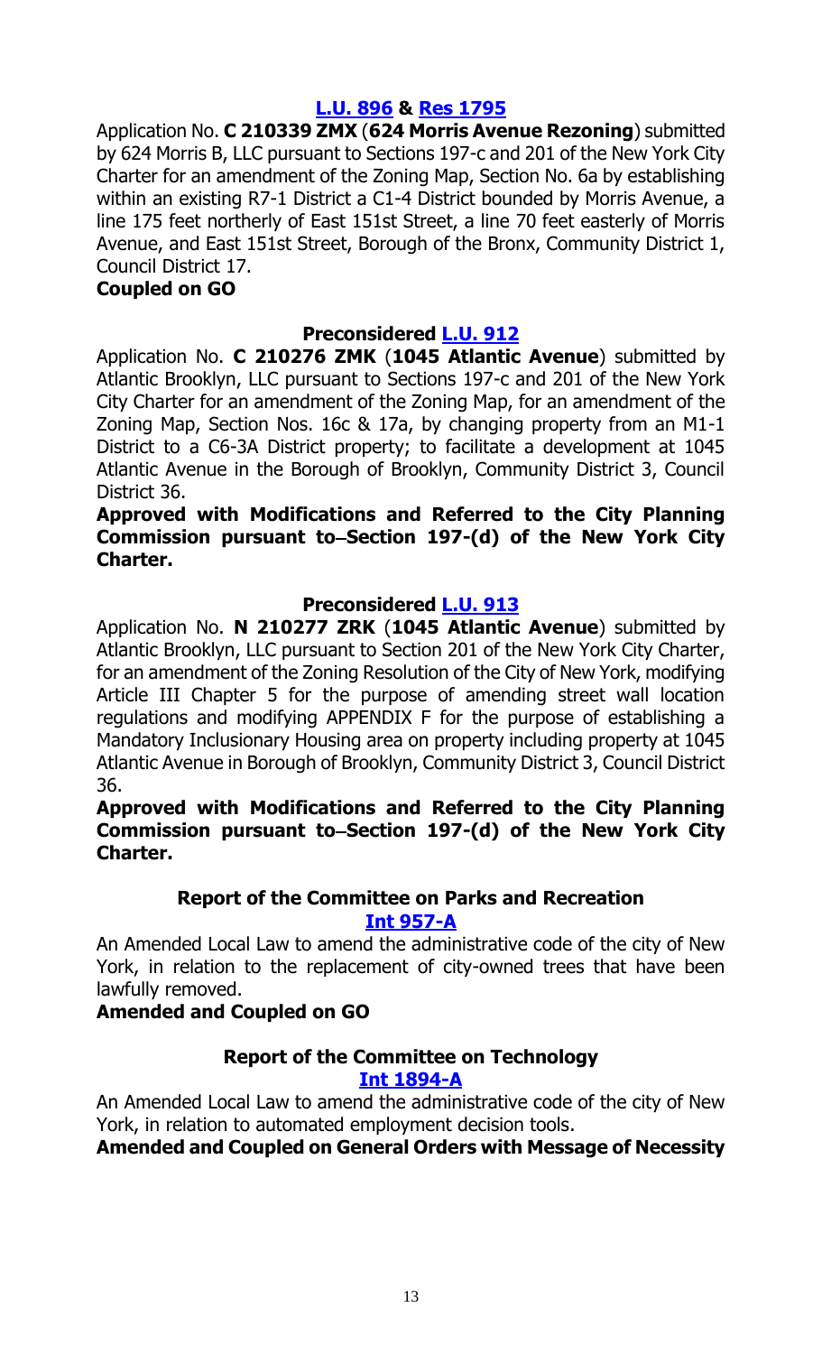**[L.U. 896](#) & [Res 1795](#)**

Application No. **C 210339 ZMX** (**624 Morris Avenue Rezoning**) submitted by 624 Morris B, LLC pursuant to Sections 197-c and 201 of the New York City Charter for an amendment of the Zoning Map, Section No. 6a by establishing within an existing R7-1 District a C1-4 District bounded by Morris Avenue, a line 175 feet northerly of East 151st Street, a line 70 feet easterly of Morris Avenue, and East 151st Street, Borough of the Bronx, Community District 1, Council District 17.

**Coupled on GO**

**Preconsidered [L.U. 912](#)**

Application No. **C 210276 ZMK** (**1045 Atlantic Avenue**) submitted by Atlantic Brooklyn, LLC pursuant to Sections 197-c and 201 of the New York City Charter for an amendment of the Zoning Map, for an amendment of the Zoning Map, Section Nos. 16c & 17a, by changing property from an M1-1 District to a C6-3A District property; to facilitate a development at 1045 Atlantic Avenue in the Borough of Brooklyn, Community District 3, Council District 36.

**Approved with Modifications and Referred to the City Planning Commission pursuant to Section 197-(d) of the New York City Charter.**

**Preconsidered [L.U. 913](#)**

Application No. **N 210277 ZRK** (**1045 Atlantic Avenue**) submitted by Atlantic Brooklyn, LLC pursuant to Section 201 of the New York City Charter, for an amendment of the Zoning Resolution of the City of New York, modifying Article III Chapter 5 for the purpose of amending street wall location regulations and modifying APPENDIX F for the purpose of establishing a Mandatory Inclusionary Housing area on property including property at 1045 Atlantic Avenue in Borough of Brooklyn, Community District 3, Council District 36.

**Approved with Modifications and Referred to the City Planning Commission pursuant to Section 197-(d) of the New York City Charter.**

## Report of the Committee on Parks and Recreation

**[Int 957-A](#)**

An Amended Local Law to amend the administrative code of the city of New York, in relation to the replacement of city-owned trees that have been lawfully removed.

**Amended and Coupled on GO**

## Report of the Committee on Technology

**[Int 1894-A](#)**

An Amended Local Law to amend the administrative code of the city of New York, in relation to automated employment decision tools.

**Amended and Coupled on General Orders with Message of Necessity**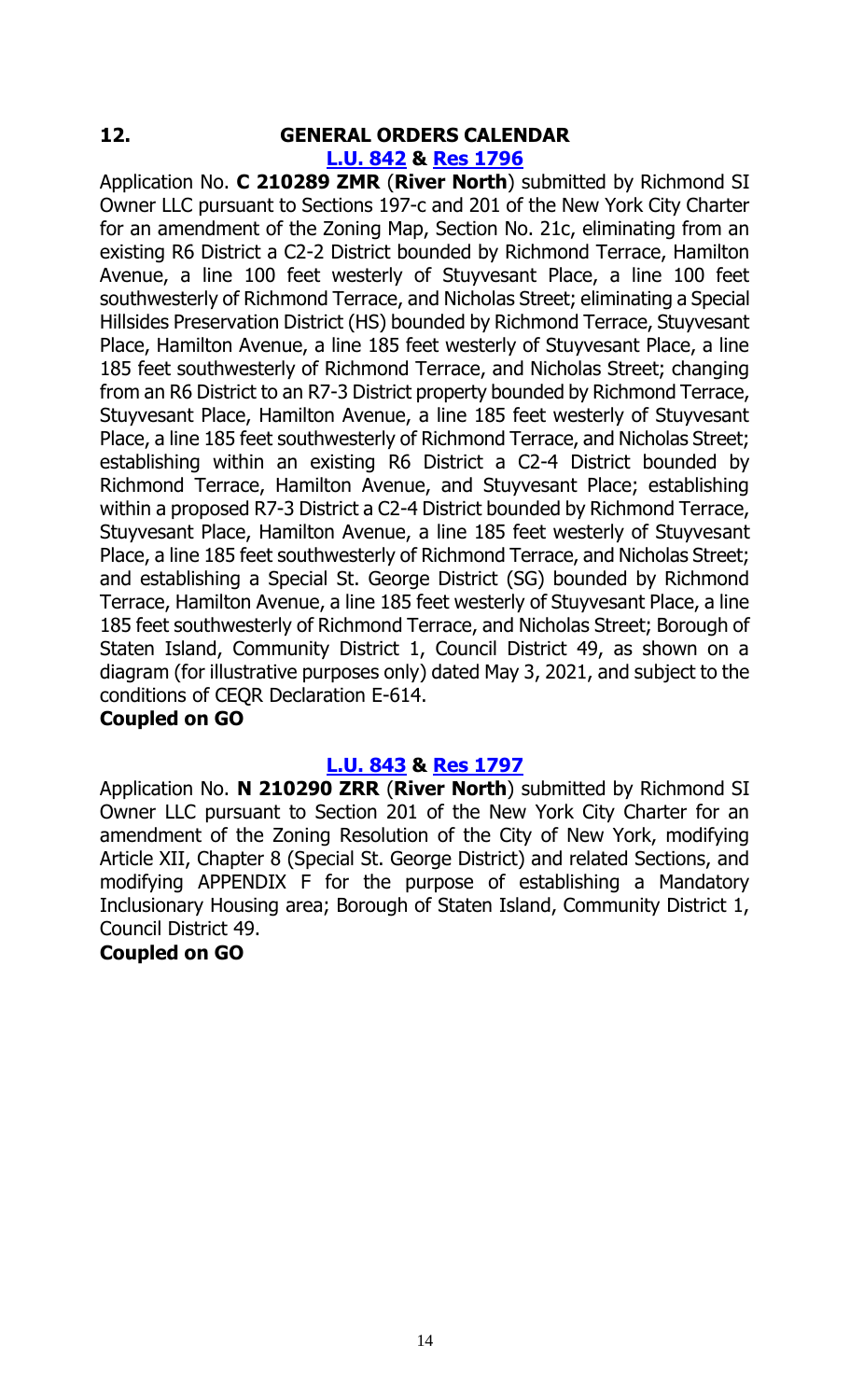## 12. GENERAL ORDERS CALENDAR

### L.U. 842 & Res 1796

Application No. **C 210289 ZMR** (**River North**) submitted by Richmond SI Owner LLC pursuant to Sections 197-c and 201 of the New York City Charter for an amendment of the Zoning Map, Section No. 21c, eliminating from an existing R6 District a C2-2 District bounded by Richmond Terrace, Hamilton Avenue, a line 100 feet westerly of Stuyvesant Place, a line 100 feet southwesterly of Richmond Terrace, and Nicholas Street; eliminating a Special Hillsides Preservation District (HS) bounded by Richmond Terrace, Stuyvesant Place, Hamilton Avenue, a line 185 feet westerly of Stuyvesant Place, a line 185 feet southwesterly of Richmond Terrace, and Nicholas Street; changing from an R6 District to an R7-3 District property bounded by Richmond Terrace, Stuyvesant Place, Hamilton Avenue, a line 185 feet westerly of Stuyvesant Place, a line 185 feet southwesterly of Richmond Terrace, and Nicholas Street; establishing within an existing R6 District a C2-4 District bounded by Richmond Terrace, Hamilton Avenue, and Stuyvesant Place; establishing within a proposed R7-3 District a C2-4 District bounded by Richmond Terrace, Stuyvesant Place, Hamilton Avenue, a line 185 feet westerly of Stuyvesant Place, a line 185 feet southwesterly of Richmond Terrace, and Nicholas Street; and establishing a Special St. George District (SG) bounded by Richmond Terrace, Hamilton Avenue, a line 185 feet westerly of Stuyvesant Place, a line 185 feet southwesterly of Richmond Terrace, and Nicholas Street; Borough of Staten Island, Community District 1, Council District 49, as shown on a diagram (for illustrative purposes only) dated May 3, 2021, and subject to the conditions of CEQR Declaration E-614.

**Coupled on GO**

### L.U. 843 & Res 1797

Application No. **N 210290 ZRR** (**River North**) submitted by Richmond SI Owner LLC pursuant to Section 201 of the New York City Charter for an amendment of the Zoning Resolution of the City of New York, modifying Article XII, Chapter 8 (Special St. George District) and related Sections, and modifying APPENDIX F for the purpose of establishing a Mandatory Inclusionary Housing area; Borough of Staten Island, Community District 1, Council District 49.

**Coupled on GO**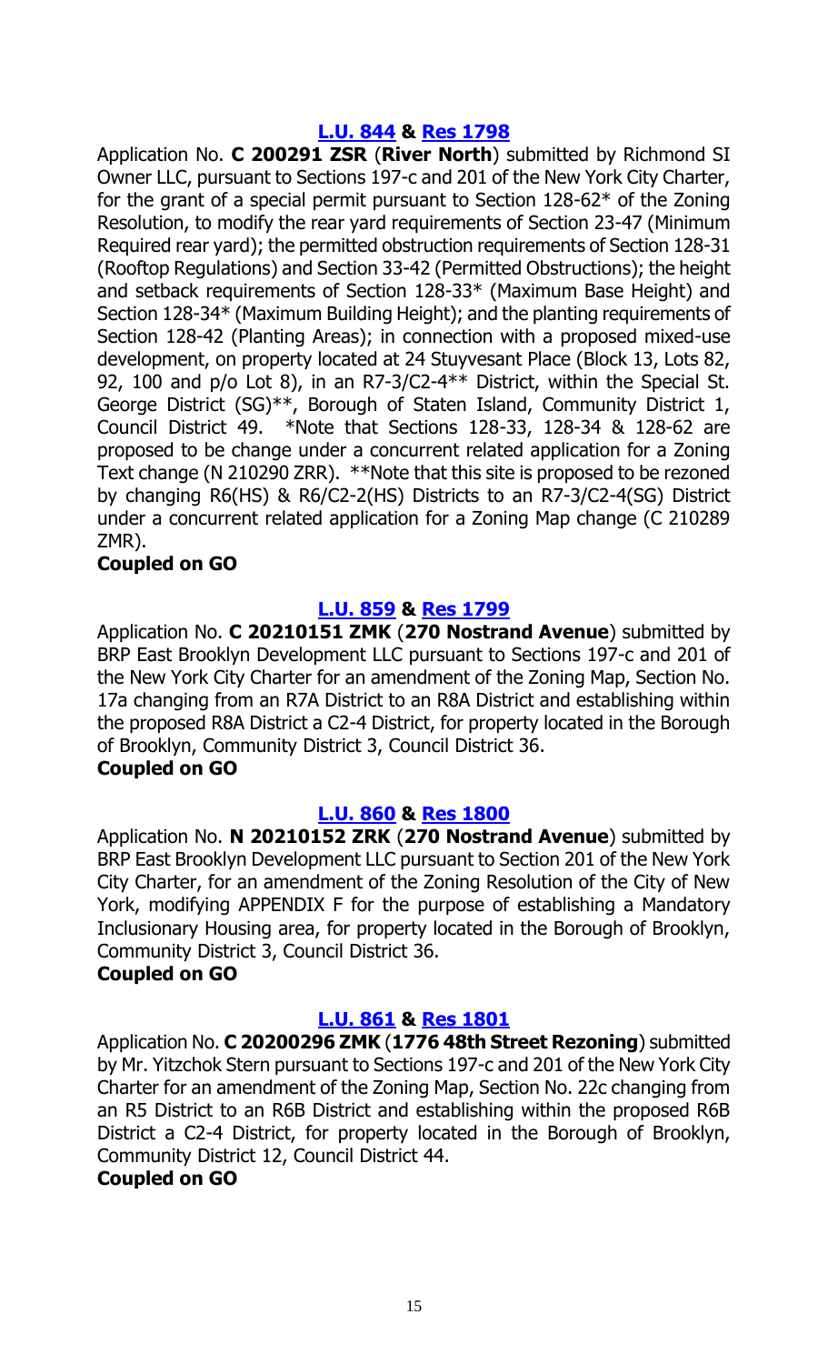**[L.U. 844](#) & [Res 1798](#)**

Application No. **C 200291 ZSR** (**River North**) submitted by Richmond SI Owner LLC, pursuant to Sections 197-c and 201 of the New York City Charter, for the grant of a special permit pursuant to Section 128-62* of the Zoning Resolution, to modify the rear yard requirements of Section 23-47 (Minimum Required rear yard); the permitted obstruction requirements of Section 128-31 (Rooftop Regulations) and Section 33-42 (Permitted Obstructions); the height and setback requirements of Section 128-33* (Maximum Base Height) and Section 128-34* (Maximum Building Height); and the planting requirements of Section 128-42 (Planting Areas); in connection with a proposed mixed-use development, on property located at 24 Stuyvesant Place (Block 13, Lots 82, 92, 100 and p/o Lot 8), in an R7-3/C2-4** District, within the Special St. George District (SG)**, Borough of Staten Island, Community District 1, Council District 49. *Note that Sections 128-33, 128-34 & 128-62 are proposed to be change under a concurrent related application for a Zoning Text change (N 210290 ZRR). **Note that this site is proposed to be rezoned by changing R6(HS) & R6/C2-2(HS) Districts to an R7-3/C2-4(SG) District under a concurrent related application for a Zoning Map change (C 210289 ZMR).

**Coupled on GO**

**[L.U. 859](#) & [Res 1799](#)**

Application No. **C 20210151 ZMK** (**270 Nostrand Avenue**) submitted by BRP East Brooklyn Development LLC pursuant to Sections 197-c and 201 of the New York City Charter for an amendment of the Zoning Map, Section No. 17a changing from an R7A District to an R8A District and establishing within the proposed R8A District a C2-4 District, for property located in the Borough of Brooklyn, Community District 3, Council District 36.

**Coupled on GO**

**[L.U. 860](#) & [Res 1800](#)**

Application No. **N 20210152 ZRK** (**270 Nostrand Avenue**) submitted by BRP East Brooklyn Development LLC pursuant to Section 201 of the New York City Charter, for an amendment of the Zoning Resolution of the City of New York, modifying APPENDIX F for the purpose of establishing a Mandatory Inclusionary Housing area, for property located in the Borough of Brooklyn, Community District 3, Council District 36.

**Coupled on GO**

**[L.U. 861](#) & [Res 1801](#)**

Application No. **C 20200296 ZMK** (**1776 48th Street Rezoning**) submitted by Mr. Yitzchok Stern pursuant to Sections 197-c and 201 of the New York City Charter for an amendment of the Zoning Map, Section No. 22c changing from an R5 District to an R6B District and establishing within the proposed R6B District a C2-4 District, for property located in the Borough of Brooklyn, Community District 12, Council District 44.

**Coupled on GO**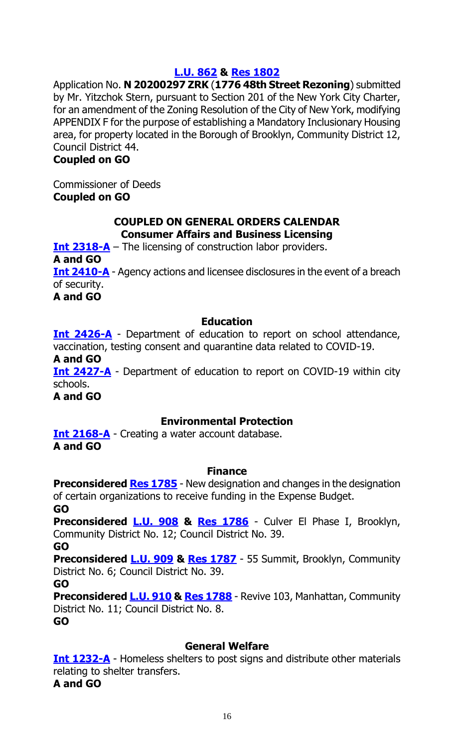**[L.U. 862](#) & [Res 1802](#)**

Application No. **N 20200297 ZRK** (**1776 48th Street Rezoning**) submitted by Mr. Yitzchok Stern, pursuant to Section 201 of the New York City Charter, for an amendment of the Zoning Resolution of the City of New York, modifying APPENDIX F for the purpose of establishing a Mandatory Inclusionary Housing area, for property located in the Borough of Brooklyn, Community District 12, Council District 44.

**Coupled on GO**

Commissioner of Deeds

**Coupled on GO**

**COUPLED ON GENERAL ORDERS CALENDAR**

**Consumer Affairs and Business Licensing**

**[Int 2318-A](#)** – The licensing of construction labor providers.

**A and GO**

**[Int 2410-A](#)** - Agency actions and licensee disclosures in the event of a breach of security.

**A and GO**

**Education**

**[Int 2426-A](#)** - Department of education to report on school attendance, vaccination, testing consent and quarantine data related to COVID-19.

**A and GO**

**[Int 2427-A](#)** - Department of education to report on COVID-19 within city schools.

**A and GO**

**Environmental Protection**

**[Int 2168-A](#)** - Creating a water account database.

**A and GO**

**Finance**

**Preconsidered [Res 1785](#)** - New designation and changes in the designation of certain organizations to receive funding in the Expense Budget.

**GO**

**Preconsidered [L.U. 908](#) & [Res 1786](#)** - Culver El Phase I, Brooklyn, Community District No. 12; Council District No. 39.

**GO**

**Preconsidered [L.U. 909](#) & [Res 1787](#)** - 55 Summit, Brooklyn, Community District No. 6; Council District No. 39.

**GO**

**Preconsidered [L.U. 910](#) & [Res 1788](#)** - Revive 103, Manhattan, Community District No. 11; Council District No. 8.

**GO**

**General Welfare**

**[Int 1232-A](#)** - Homeless shelters to post signs and distribute other materials relating to shelter transfers.

**A and GO**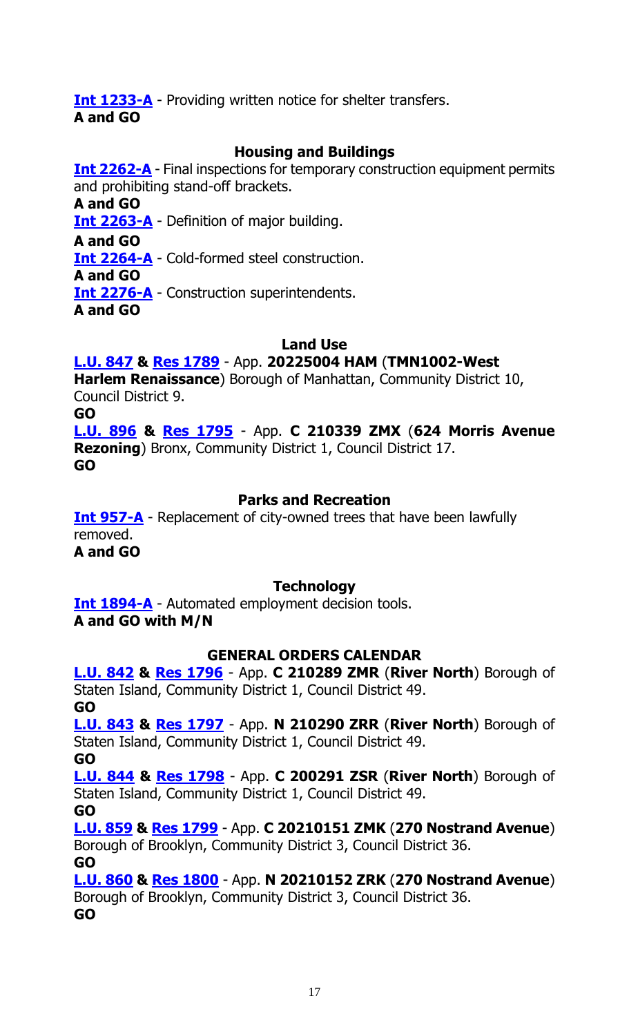**Int 1233-A** - Providing written notice for shelter transfers.
**A and GO**

### Housing and Buildings

**Int 2262-A** - Final inspections for temporary construction equipment permits and prohibiting stand-off brackets.
**A and GO**
**Int 2263-A** - Definition of major building.
**A and GO**
**Int 2264-A** - Cold-formed steel construction.
**A and GO**
**Int 2276-A** - Construction superintendents.
**A and GO**

### Land Use

**L.U. 847 & Res 1789** - App. **20225004 HAM** (**TMN1002-West Harlem Renaissance**) Borough of Manhattan, Community District 10, Council District 9.
**GO**
**L.U. 896 & Res 1795** - App. **C 210339 ZMX** (**624 Morris Avenue Rezoning**) Bronx, Community District 1, Council District 17.
**GO**

### Parks and Recreation

**Int 957-A** - Replacement of city-owned trees that have been lawfully removed.
**A and GO**

### Technology

**Int 1894-A** - Automated employment decision tools.
**A and GO with M/N**

### GENERAL ORDERS CALENDAR

**L.U. 842 & Res 1796** - App. **C 210289 ZMR** (**River North**) Borough of Staten Island, Community District 1, Council District 49.
**GO**
**L.U. 843 & Res 1797** - App. **N 210290 ZRR** (**River North**) Borough of Staten Island, Community District 1, Council District 49.
**GO**
**L.U. 844 & Res 1798** - App. **C 200291 ZSR** (**River North**) Borough of Staten Island, Community District 1, Council District 49.
**GO**
**L.U. 859 & Res 1799** - App. **C 20210151 ZMK** (**270 Nostrand Avenue**) Borough of Brooklyn, Community District 3, Council District 36.
**GO**
**L.U. 860 & Res 1800** - App. **N 20210152 ZRK** (**270 Nostrand Avenue**) Borough of Brooklyn, Community District 3, Council District 36.
**GO**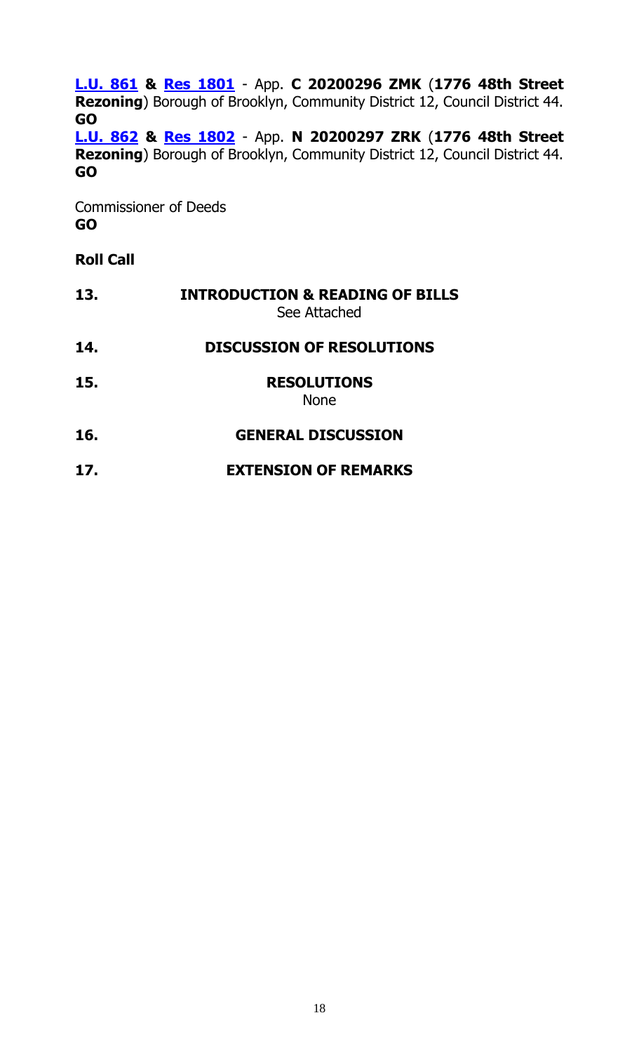**L.U. 861 & Res 1801** - App. **C 20200296 ZMK** (**1776 48th Street Rezoning**) Borough of Brooklyn, Community District 12, Council District 44. **GO**

**L.U. 862 & Res 1802** - App. **N 20200297 ZRK** (**1776 48th Street Rezoning**) Borough of Brooklyn, Community District 12, Council District 44. **GO**

Commissioner of Deeds
**GO**

**Roll Call**

**13. INTRODUCTION & READING OF BILLS**
See Attached

**14. DISCUSSION OF RESOLUTIONS**

**15. RESOLUTIONS**
None

**16. GENERAL DISCUSSION**

**17. EXTENSION OF REMARKS**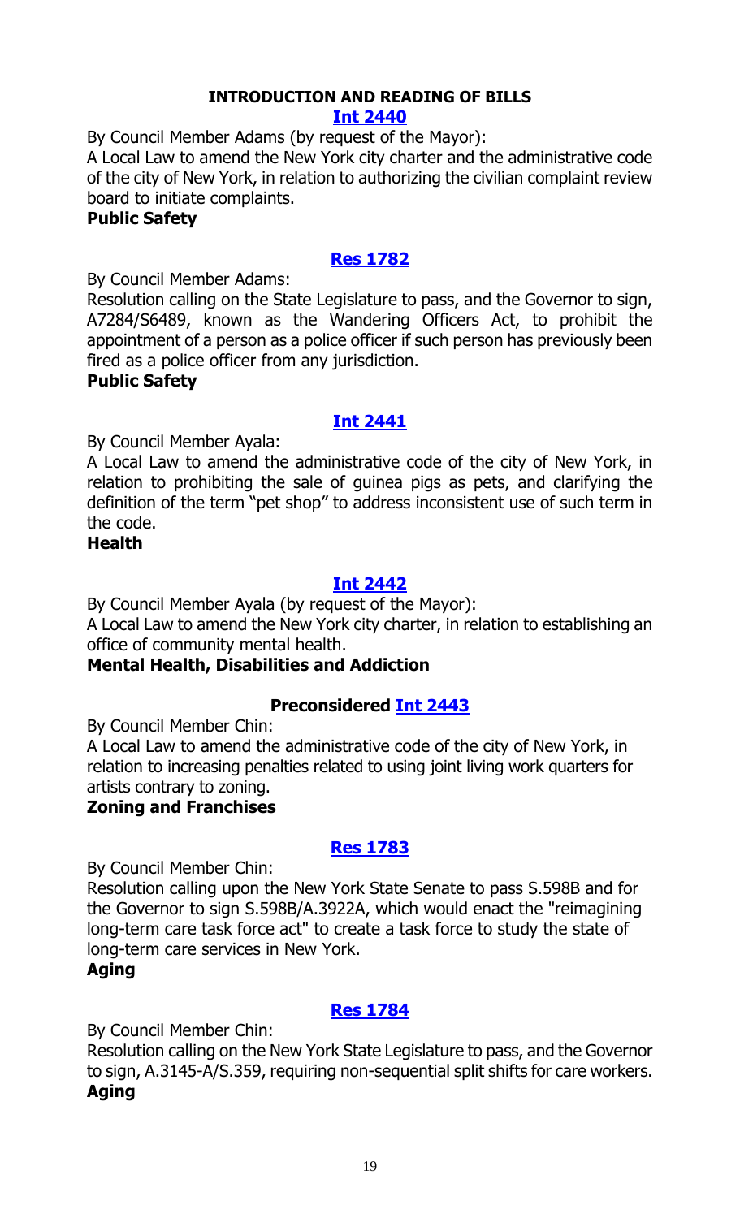# INTRODUCTION AND READING OF BILLS

## [Int 2440]

By Council Member Adams (by request of the Mayor):

A Local Law to amend the New York city charter and the administrative code of the city of New York, in relation to authorizing the civilian complaint review board to initiate complaints.

**Public Safety**

## [Res 1782]

By Council Member Adams:

Resolution calling on the State Legislature to pass, and the Governor to sign, A7284/S6489, known as the Wandering Officers Act, to prohibit the appointment of a person as a police officer if such person has previously been fired as a police officer from any jurisdiction.

**Public Safety**

## [Int 2441]

By Council Member Ayala:

A Local Law to amend the administrative code of the city of New York, in relation to prohibiting the sale of guinea pigs as pets, and clarifying the definition of the term "pet shop" to address inconsistent use of such term in the code.

**Health**

## [Int 2442]

By Council Member Ayala (by request of the Mayor):

A Local Law to amend the New York city charter, in relation to establishing an office of community mental health.

**Mental Health, Disabilities and Addiction**

## Preconsidered [Int 2443]

By Council Member Chin:

A Local Law to amend the administrative code of the city of New York, in relation to increasing penalties related to using joint living work quarters for artists contrary to zoning.

**Zoning and Franchises**

## [Res 1783]

By Council Member Chin:

Resolution calling upon the New York State Senate to pass S.598B and for the Governor to sign S.598B/A.3922A, which would enact the "reimagining long-term care task force act" to create a task force to study the state of long-term care services in New York.

**Aging**

## [Res 1784]

By Council Member Chin:

Resolution calling on the New York State Legislature to pass, and the Governor to sign, A.3145-A/S.359, requiring non-sequential split shifts for care workers.

**Aging**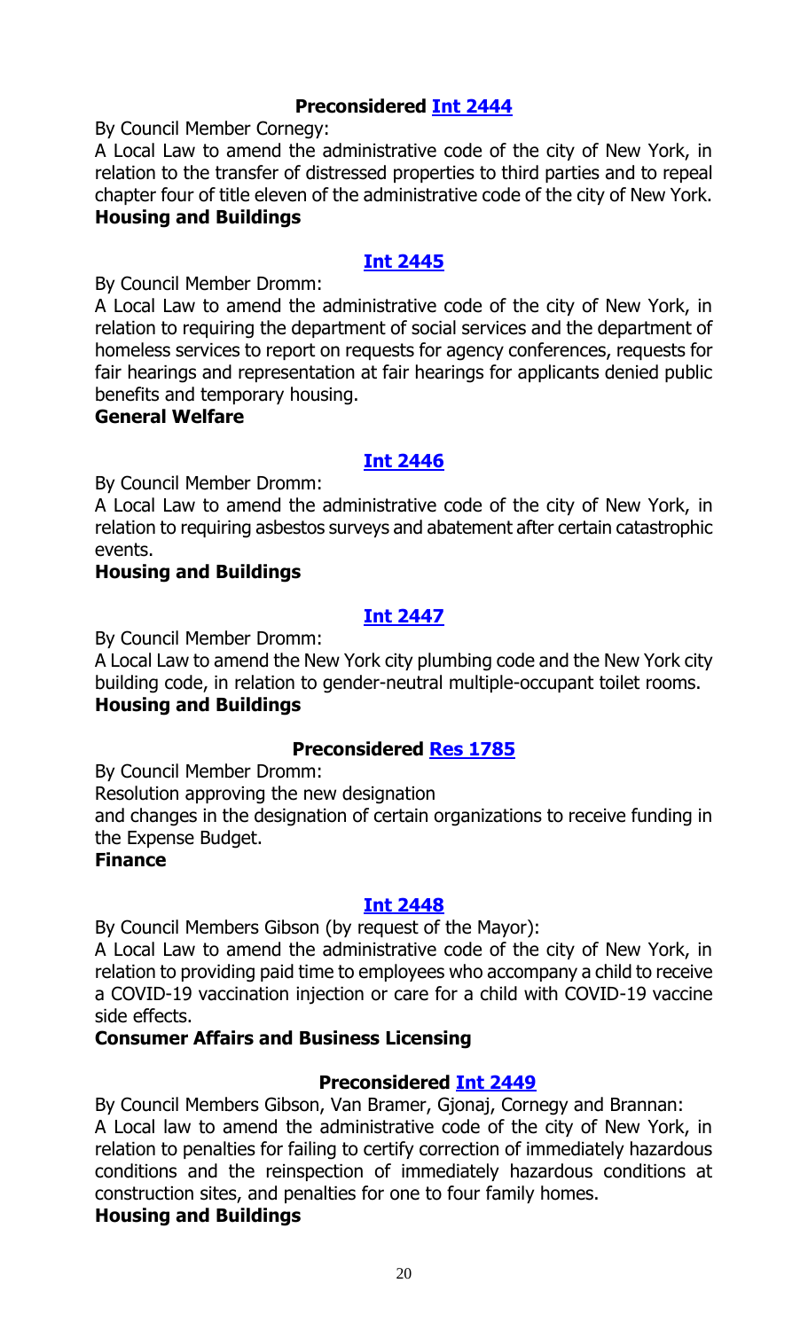**Preconsidered [Int 2444]**

By Council Member Cornegy:

A Local Law to amend the administrative code of the city of New York, in relation to the transfer of distressed properties to third parties and to repeal chapter four of title eleven of the administrative code of the city of New York.

**Housing and Buildings**

**[Int 2445]**

By Council Member Dromm:

A Local Law to amend the administrative code of the city of New York, in relation to requiring the department of social services and the department of homeless services to report on requests for agency conferences, requests for fair hearings and representation at fair hearings for applicants denied public benefits and temporary housing.

**General Welfare**

**[Int 2446]**

By Council Member Dromm:

A Local Law to amend the administrative code of the city of New York, in relation to requiring asbestos surveys and abatement after certain catastrophic events.

**Housing and Buildings**

**[Int 2447]**

By Council Member Dromm:

A Local Law to amend the New York city plumbing code and the New York city building code, in relation to gender-neutral multiple-occupant toilet rooms.

**Housing and Buildings**

**Preconsidered [Res 1785]**

By Council Member Dromm:

Resolution approving the new designation
and changes in the designation of certain organizations to receive funding in the Expense Budget.

**Finance**

**[Int 2448]**

By Council Members Gibson (by request of the Mayor):

A Local Law to amend the administrative code of the city of New York, in relation to providing paid time to employees who accompany a child to receive a COVID-19 vaccination injection or care for a child with COVID-19 vaccine side effects.

**Consumer Affairs and Business Licensing**

**Preconsidered [Int 2449]**

By Council Members Gibson, Van Bramer, Gjonaj, Cornegy and Brannan:

A Local law to amend the administrative code of the city of New York, in relation to penalties for failing to certify correction of immediately hazardous conditions and the reinspection of immediately hazardous conditions at construction sites, and penalties for one to four family homes.

**Housing and Buildings**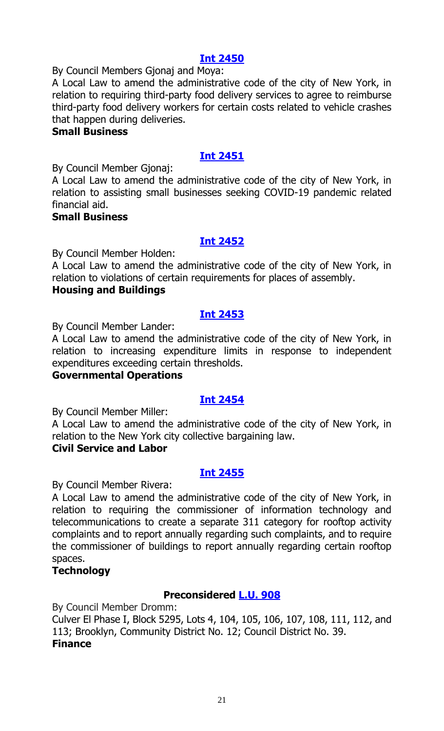**[Int 2450](#)**

By Council Members Gjonaj and Moya:

A Local Law to amend the administrative code of the city of New York, in relation to requiring third-party food delivery services to agree to reimburse third-party food delivery workers for certain costs related to vehicle crashes that happen during deliveries.

**Small Business**

**[Int 2451](#)**

By Council Member Gjonaj:

A Local Law to amend the administrative code of the city of New York, in relation to assisting small businesses seeking COVID-19 pandemic related financial aid.

**Small Business**

**[Int 2452](#)**

By Council Member Holden:

A Local Law to amend the administrative code of the city of New York, in relation to violations of certain requirements for places of assembly.

**Housing and Buildings**

**[Int 2453](#)**

By Council Member Lander:

A Local Law to amend the administrative code of the city of New York, in relation to increasing expenditure limits in response to independent expenditures exceeding certain thresholds.

**Governmental Operations**

**[Int 2454](#)**

By Council Member Miller:

A Local Law to amend the administrative code of the city of New York, in relation to the New York city collective bargaining law.

**Civil Service and Labor**

**[Int 2455](#)**

By Council Member Rivera:

A Local Law to amend the administrative code of the city of New York, in relation to requiring the commissioner of information technology and telecommunications to create a separate 311 category for rooftop activity complaints and to report annually regarding such complaints, and to require the commissioner of buildings to report annually regarding certain rooftop spaces.

**Technology**

**Preconsidered [L.U. 908](#)**

By Council Member Dromm:

Culver El Phase I, Block 5295, Lots 4, 104, 105, 106, 107, 108, 111, 112, and 113; Brooklyn, Community District No. 12; Council District No. 39.

**Finance**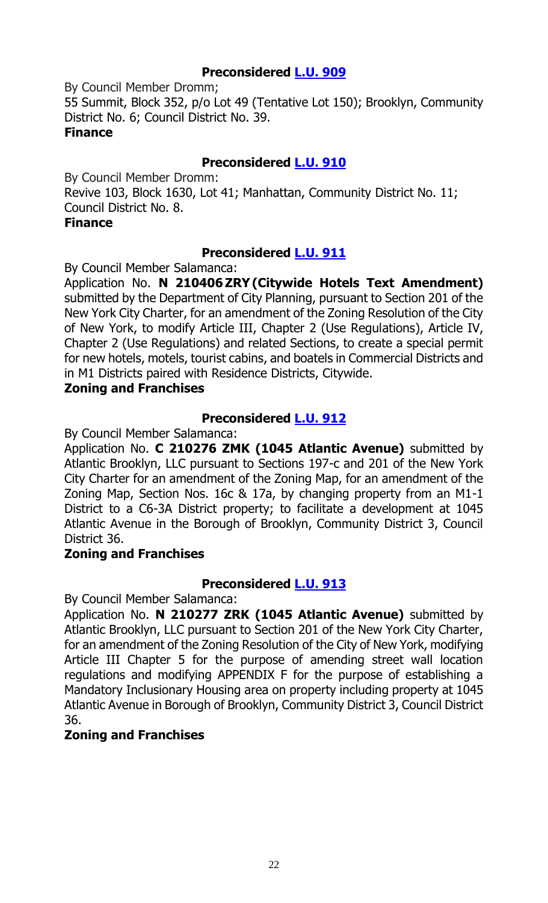**Preconsidered [L.U. 909]**

By Council Member Dromm;

55 Summit, Block 352, p/o Lot 49 (Tentative Lot 150); Brooklyn, Community District No. 6; Council District No. 39.

**Finance**

**Preconsidered [L.U. 910]**

By Council Member Dromm:

Revive 103, Block 1630, Lot 41; Manhattan, Community District No. 11; Council District No. 8.

**Finance**

**Preconsidered [L.U. 911]**

By Council Member Salamanca:

Application No. **N 210406 ZRY (Citywide Hotels Text Amendment)** submitted by the Department of City Planning, pursuant to Section 201 of the New York City Charter, for an amendment of the Zoning Resolution of the City of New York, to modify Article III, Chapter 2 (Use Regulations), Article IV, Chapter 2 (Use Regulations) and related Sections, to create a special permit for new hotels, motels, tourist cabins, and boatels in Commercial Districts and in M1 Districts paired with Residence Districts, Citywide.

**Zoning and Franchises**

**Preconsidered [L.U. 912]**

By Council Member Salamanca:

Application No. **C 210276 ZMK (1045 Atlantic Avenue)** submitted by Atlantic Brooklyn, LLC pursuant to Sections 197-c and 201 of the New York City Charter for an amendment of the Zoning Map, for an amendment of the Zoning Map, Section Nos. 16c & 17a, by changing property from an M1-1 District to a C6-3A District property; to facilitate a development at 1045 Atlantic Avenue in the Borough of Brooklyn, Community District 3, Council District 36.

**Zoning and Franchises**

**Preconsidered [L.U. 913]**

By Council Member Salamanca:

Application No. **N 210277 ZRK (1045 Atlantic Avenue)** submitted by Atlantic Brooklyn, LLC pursuant to Section 201 of the New York City Charter, for an amendment of the Zoning Resolution of the City of New York, modifying Article III Chapter 5 for the purpose of amending street wall location regulations and modifying APPENDIX F for the purpose of establishing a Mandatory Inclusionary Housing area on property including property at 1045 Atlantic Avenue in Borough of Brooklyn, Community District 3, Council District 36.

**Zoning and Franchises**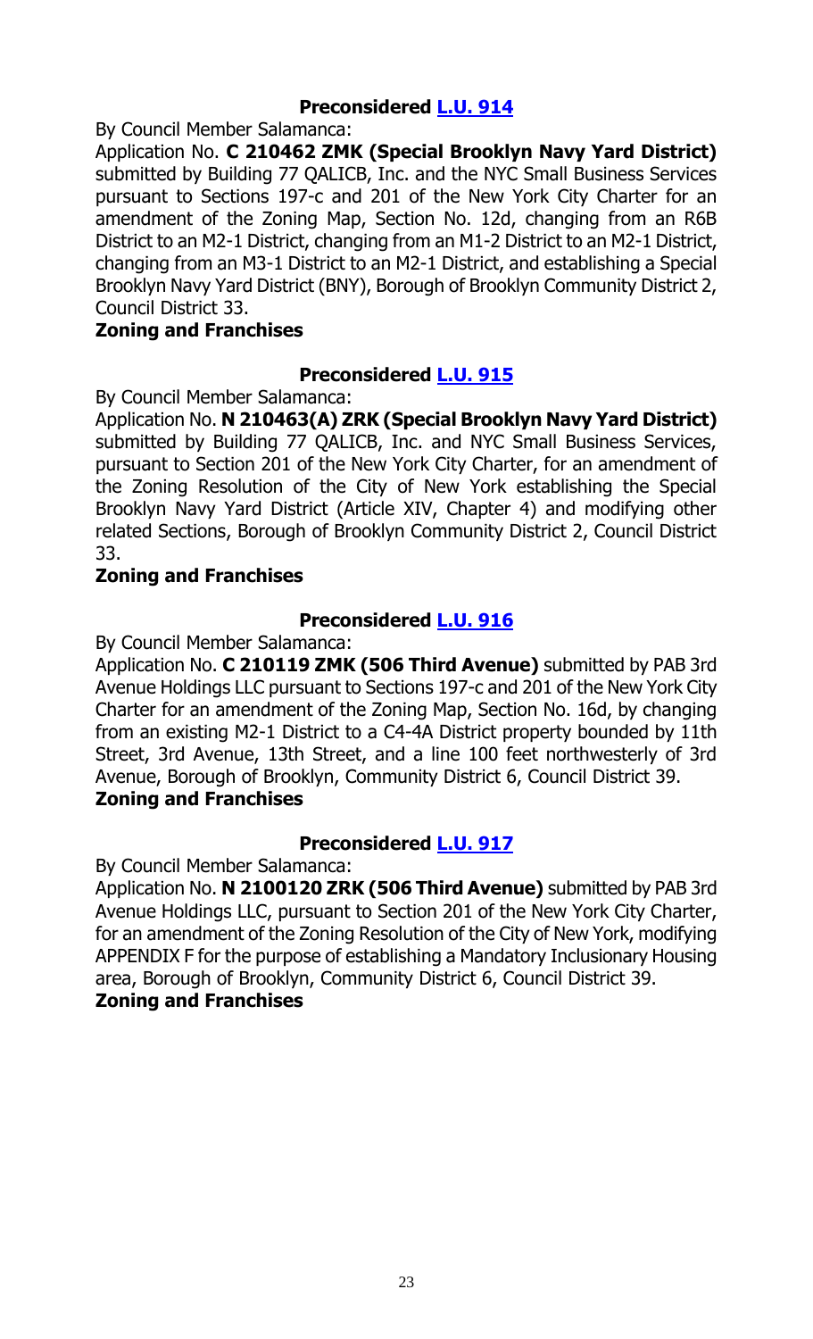### Preconsidered [L.U. 914](#)

By Council Member Salamanca:

Application No. **C 210462 ZMK (Special Brooklyn Navy Yard District)** submitted by Building 77 QALICB, Inc. and the NYC Small Business Services pursuant to Sections 197-c and 201 of the New York City Charter for an amendment of the Zoning Map, Section No. 12d, changing from an R6B District to an M2-1 District, changing from an M1-2 District to an M2-1 District, changing from an M3-1 District to an M2-1 District, and establishing a Special Brooklyn Navy Yard District (BNY), Borough of Brooklyn Community District 2, Council District 33.

**Zoning and Franchises**

### Preconsidered [L.U. 915](#)

By Council Member Salamanca:

Application No. **N 210463(A) ZRK (Special Brooklyn Navy Yard District)** submitted by Building 77 QALICB, Inc. and NYC Small Business Services, pursuant to Section 201 of the New York City Charter, for an amendment of the Zoning Resolution of the City of New York establishing the Special Brooklyn Navy Yard District (Article XIV, Chapter 4) and modifying other related Sections, Borough of Brooklyn Community District 2, Council District 33.

**Zoning and Franchises**

### Preconsidered [L.U. 916](#)

By Council Member Salamanca:

Application No. **C 210119 ZMK (506 Third Avenue)** submitted by PAB 3rd Avenue Holdings LLC pursuant to Sections 197-c and 201 of the New York City Charter for an amendment of the Zoning Map, Section No. 16d, by changing from an existing M2-1 District to a C4-4A District property bounded by 11th Street, 3rd Avenue, 13th Street, and a line 100 feet northwesterly of 3rd Avenue, Borough of Brooklyn, Community District 6, Council District 39.

**Zoning and Franchises**

### Preconsidered [L.U. 917](#)

By Council Member Salamanca:

Application No. **N 2100120 ZRK (506 Third Avenue)** submitted by PAB 3rd Avenue Holdings LLC, pursuant to Section 201 of the New York City Charter, for an amendment of the Zoning Resolution of the City of New York, modifying APPENDIX F for the purpose of establishing a Mandatory Inclusionary Housing area, Borough of Brooklyn, Community District 6, Council District 39.

**Zoning and Franchises**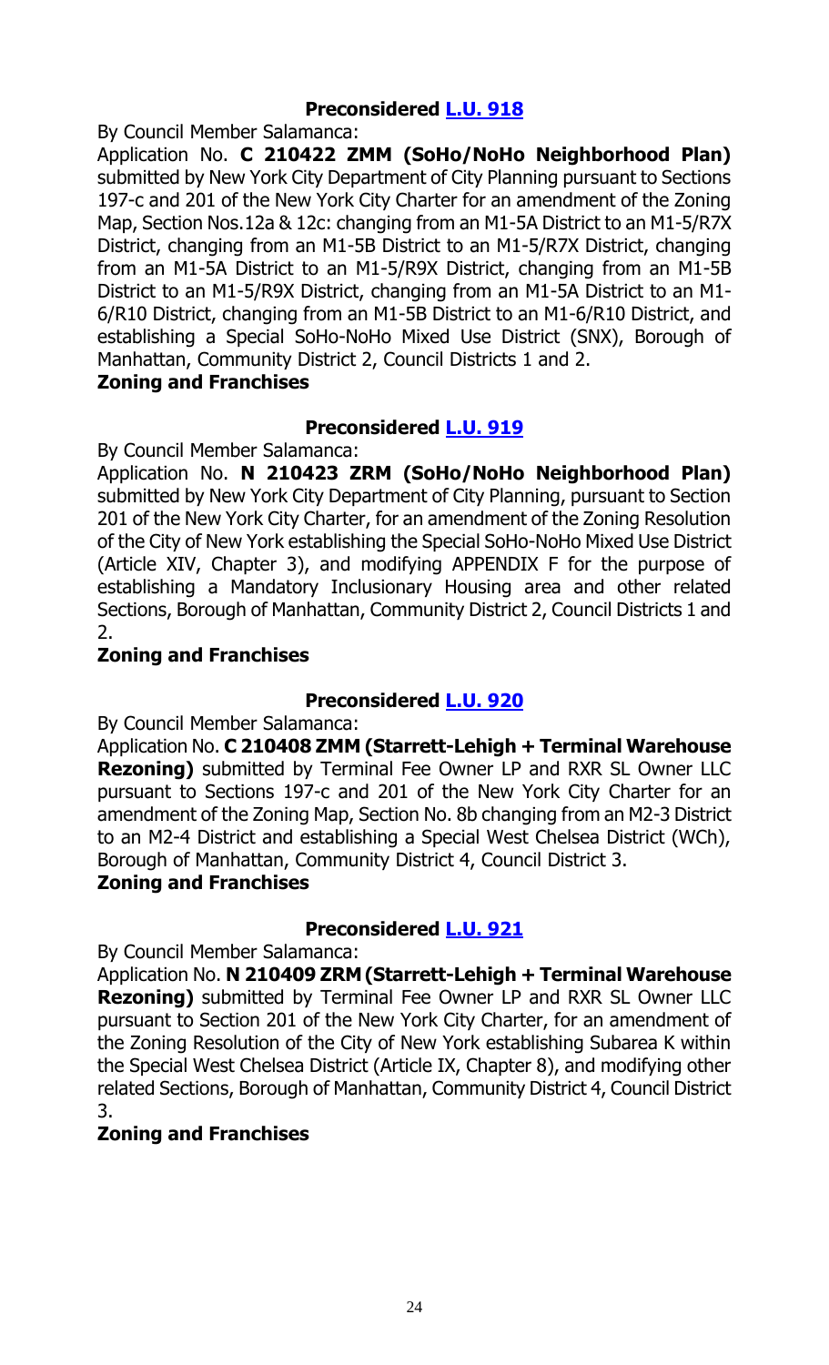### Preconsidered [L.U. 918]

By Council Member Salamanca:

Application No. **C 210422 ZMM (SoHo/NoHo Neighborhood Plan)** submitted by New York City Department of City Planning pursuant to Sections 197-c and 201 of the New York City Charter for an amendment of the Zoning Map, Section Nos.12a & 12c: changing from an M1-5A District to an M1-5/R7X District, changing from an M1-5B District to an M1-5/R7X District, changing from an M1-5A District to an M1-5/R9X District, changing from an M1-5B District to an M1-5/R9X District, changing from an M1-5A District to an M1-6/R10 District, changing from an M1-5B District to an M1-6/R10 District, and establishing a Special SoHo-NoHo Mixed Use District (SNX), Borough of Manhattan, Community District 2, Council Districts 1 and 2.

**Zoning and Franchises**

### Preconsidered [L.U. 919]

By Council Member Salamanca:

Application No. **N 210423 ZRM (SoHo/NoHo Neighborhood Plan)** submitted by New York City Department of City Planning, pursuant to Section 201 of the New York City Charter, for an amendment of the Zoning Resolution of the City of New York establishing the Special SoHo-NoHo Mixed Use District (Article XIV, Chapter 3), and modifying APPENDIX F for the purpose of establishing a Mandatory Inclusionary Housing area and other related Sections, Borough of Manhattan, Community District 2, Council Districts 1 and 2.

**Zoning and Franchises**

### Preconsidered [L.U. 920]

By Council Member Salamanca:

Application No. **C 210408 ZMM (Starrett-Lehigh + Terminal Warehouse Rezoning)** submitted by Terminal Fee Owner LP and RXR SL Owner LLC pursuant to Sections 197-c and 201 of the New York City Charter for an amendment of the Zoning Map, Section No. 8b changing from an M2-3 District to an M2-4 District and establishing a Special West Chelsea District (WCh), Borough of Manhattan, Community District 4, Council District 3.

**Zoning and Franchises**

### Preconsidered [L.U. 921]

By Council Member Salamanca:

Application No. **N 210409 ZRM (Starrett-Lehigh + Terminal Warehouse Rezoning)** submitted by Terminal Fee Owner LP and RXR SL Owner LLC pursuant to Section 201 of the New York City Charter, for an amendment of the Zoning Resolution of the City of New York establishing Subarea K within the Special West Chelsea District (Article IX, Chapter 8), and modifying other related Sections, Borough of Manhattan, Community District 4, Council District 3.

**Zoning and Franchises**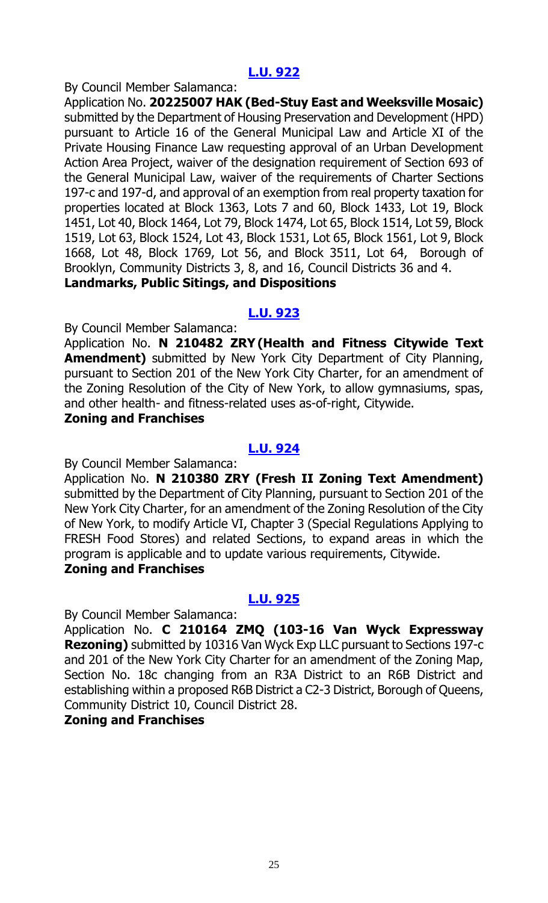## [L.U. 922]

By Council Member Salamanca:

Application No. **20225007 HAK (Bed-Stuy East and Weeksville Mosaic)** submitted by the Department of Housing Preservation and Development (HPD) pursuant to Article 16 of the General Municipal Law and Article XI of the Private Housing Finance Law requesting approval of an Urban Development Action Area Project, waiver of the designation requirement of Section 693 of the General Municipal Law, waiver of the requirements of Charter Sections 197-c and 197-d, and approval of an exemption from real property taxation for properties located at Block 1363, Lots 7 and 60, Block 1433, Lot 19, Block 1451, Lot 40, Block 1464, Lot 79, Block 1474, Lot 65, Block 1514, Lot 59, Block 1519, Lot 63, Block 1524, Lot 43, Block 1531, Lot 65, Block 1561, Lot 9, Block 1668, Lot 48, Block 1769, Lot 56, and Block 3511, Lot 64, Borough of Brooklyn, Community Districts 3, 8, and 16, Council Districts 36 and 4.

**Landmarks, Public Sitings, and Dispositions**

## [L.U. 923]

By Council Member Salamanca:

Application No. **N 210482 ZRY (Health and Fitness Citywide Text Amendment)** submitted by New York City Department of City Planning, pursuant to Section 201 of the New York City Charter, for an amendment of the Zoning Resolution of the City of New York, to allow gymnasiums, spas, and other health- and fitness-related uses as-of-right, Citywide.

**Zoning and Franchises**

## [L.U. 924]

By Council Member Salamanca:

Application No. **N 210380 ZRY (Fresh II Zoning Text Amendment)** submitted by the Department of City Planning, pursuant to Section 201 of the New York City Charter, for an amendment of the Zoning Resolution of the City of New York, to modify Article VI, Chapter 3 (Special Regulations Applying to FRESH Food Stores) and related Sections, to expand areas in which the program is applicable and to update various requirements, Citywide.

**Zoning and Franchises**

## [L.U. 925]

By Council Member Salamanca:

Application No. **C 210164 ZMQ (103-16 Van Wyck Expressway Rezoning)** submitted by 10316 Van Wyck Exp LLC pursuant to Sections 197-c and 201 of the New York City Charter for an amendment of the Zoning Map, Section No. 18c changing from an R3A District to an R6B District and establishing within a proposed R6B District a C2-3 District, Borough of Queens, Community District 10, Council District 28.

**Zoning and Franchises**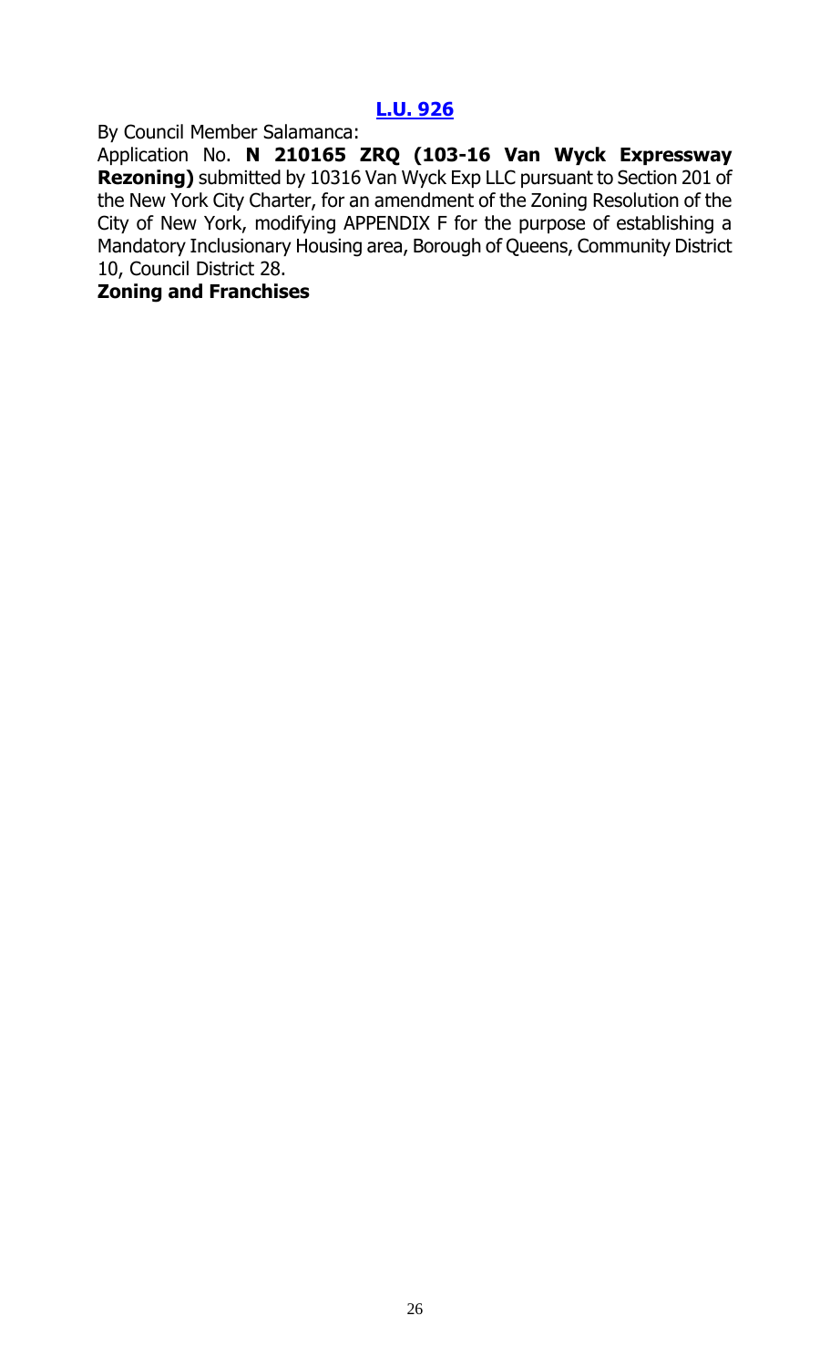**L.U. 926**

By Council Member Salamanca:

Application No. **N 210165 ZRQ (103-16 Van Wyck Expressway Rezoning)** submitted by 10316 Van Wyck Exp LLC pursuant to Section 201 of the New York City Charter, for an amendment of the Zoning Resolution of the City of New York, modifying APPENDIX F for the purpose of establishing a Mandatory Inclusionary Housing area, Borough of Queens, Community District 10, Council District 28.

**Zoning and Franchises**